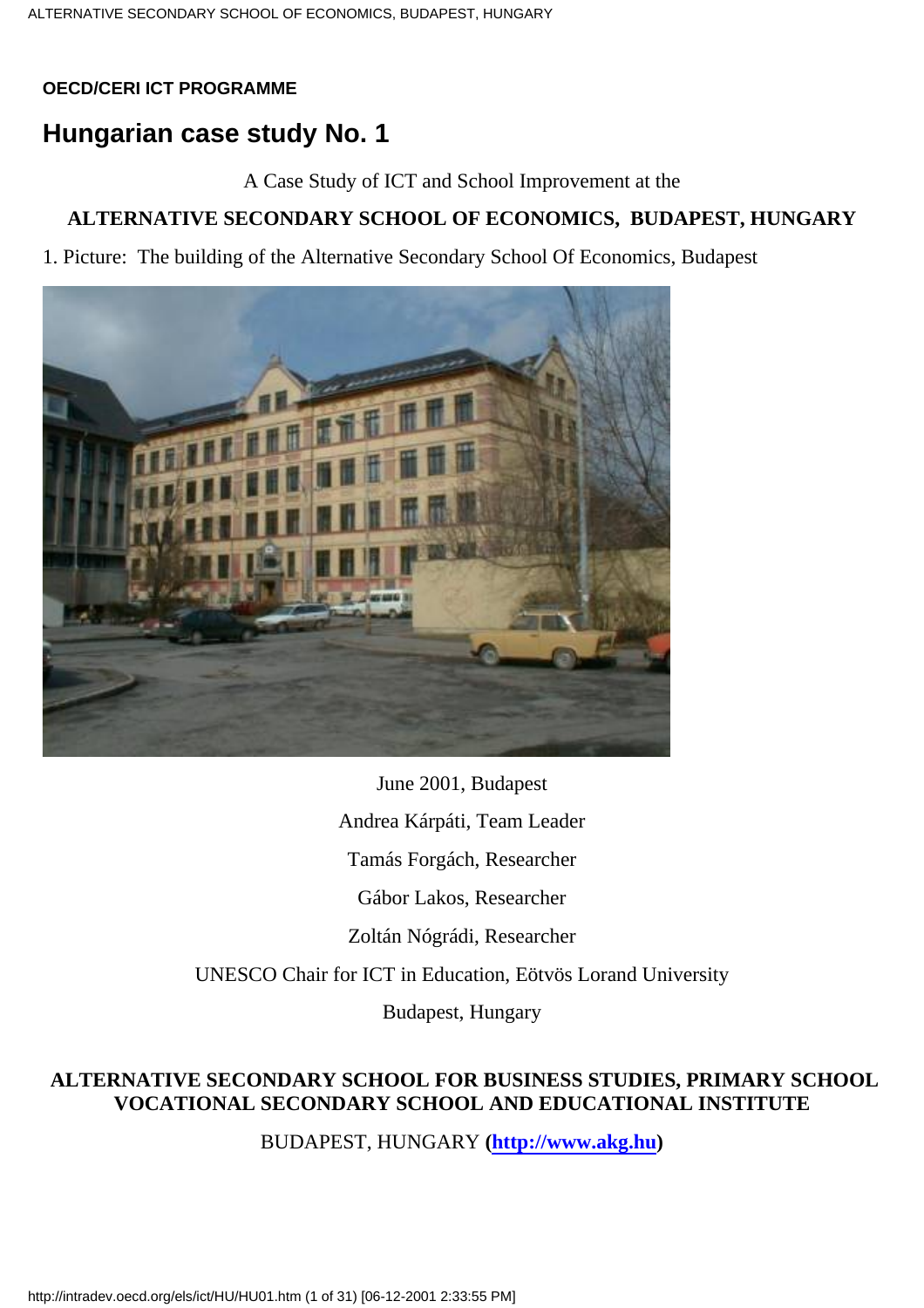**OECD/CERI ICT PROGRAMME**

# Hungarian case study No. 1

A Case Study of ICT and School Improvement at the

**ALTERNATIVE SECONDARY SCHOOL OF ECONOMICS, BUDAPEST, HUNGARY**

1. Picture: The building of the Alternative Secondary School Of Economics, Budapest

June 2001, Budapest

Andrea Kárpáti, Team Leader

Tamás Forgách, Researcher

Gábor Lakos, Researcher

Zoltán Nógrádi, Researcher

UNESCO Chair for ICT in Education, Eötvös Lorand University

Budapest, Hungary

**ALTERNATIVE SECONDARY SCHOOL FOR BUSINESS STUDIES, PRIMARY SCHOOL VOCATIONAL SECONDARY SCHOOL AND EDUCATIONAL INSTITUTE**

BUDAPEST, HUNGARY (**http://www.akg.hu**)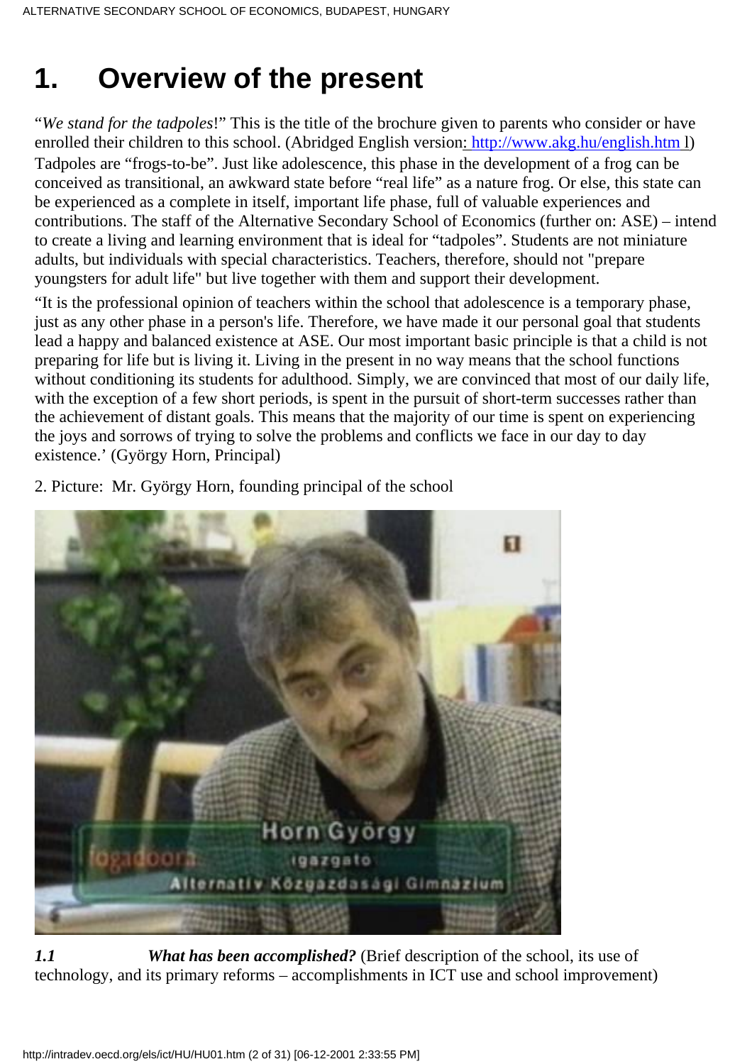# 1. Overview of the present

"*We stand for the tadpoles*!" This is the title of the brochure given to parents who consider or have enrolled their children to this school. (Abridged English version: http://www.akg.hu/english.htm l) Tadpoles are "frogs-to-be". Just like adolescence, this phase in the development of a frog can be conceived as transitional, an awkward state before "real life" as a nature frog. Or else, this state can be experienced as a complete in itself, important life phase, full of valuable experiences and contributions. The staff of the Alternative Secondary School of Economics (further on: ASE) – intend to create a living and learning environment that is ideal for "tadpoles". Students are not miniature adults, but individuals with special characteristics. Teachers, therefore, should not "prepare youngsters for adult life" but live together with them and support their development.

"It is the professional opinion of teachers within the school that adolescence is a temporary phase, just as any other phase in a person's life. Therefore, we have made it our personal goal that students lead a happy and balanced existence at ASE. Our most important basic principle is that a child is not preparing for life but is living it. Living in the present in no way means that the school functions without conditioning its students for adulthood. Simply, we are convinced that most of our daily life, with the exception of a few short periods, is spent in the pursuit of short-term successes rather than the achievement of distant goals. This means that the majority of our time is spent on experiencing the joys and sorrows of trying to solve the problems and conflicts we face in our day to day existence.' (György Horn, Principal)

2. Picture: Mr. György Horn, founding principal of the school

***1.1 What has been accomplished?*** (Brief description of the school, its use of technology, and its primary reforms – accomplishments in ICT use and school improvement)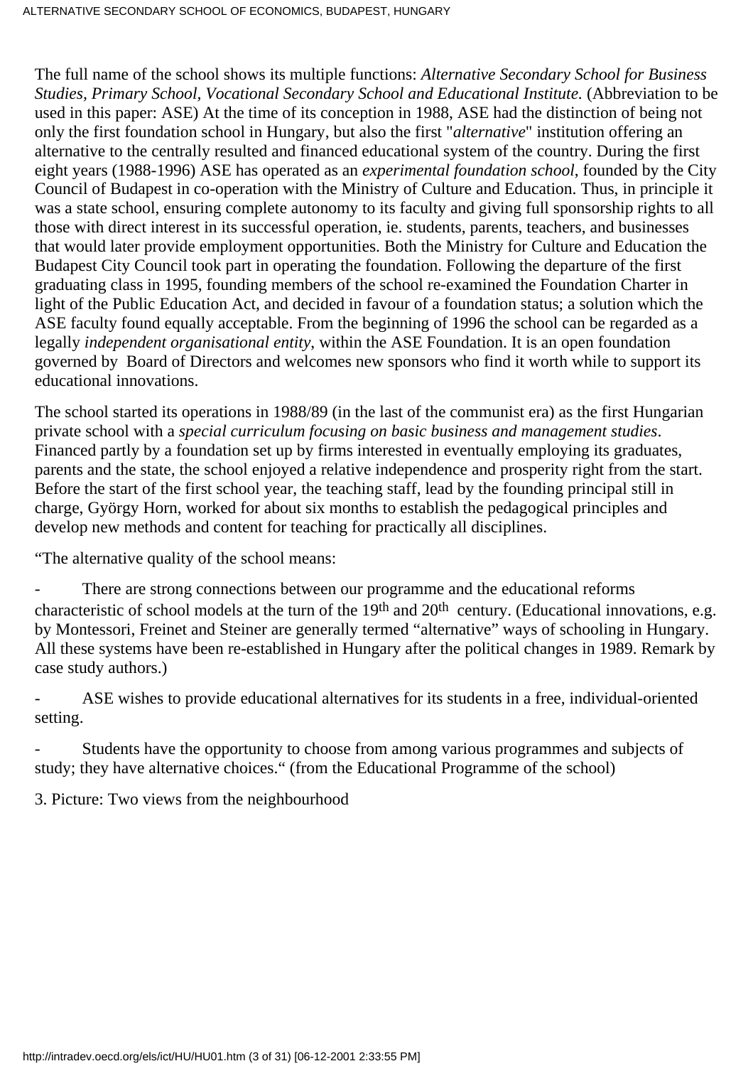The full name of the school shows its multiple functions: *Alternative Secondary School for Business Studies, Primary School, Vocational Secondary School and Educational Institute.* (Abbreviation to be used in this paper: ASE) At the time of its conception in 1988, ASE had the distinction of being not only the first foundation school in Hungary, but also the first "*alternative*" institution offering an alternative to the centrally resulted and financed educational system of the country. During the first eight years (1988-1996) ASE has operated as an *experimental foundation school*, founded by the City Council of Budapest in co-operation with the Ministry of Culture and Education. Thus, in principle it was a state school, ensuring complete autonomy to its faculty and giving full sponsorship rights to all those with direct interest in its successful operation, ie. students, parents, teachers, and businesses that would later provide employment opportunities. Both the Ministry for Culture and Education the Budapest City Council took part in operating the foundation. Following the departure of the first graduating class in 1995, founding members of the school re-examined the Foundation Charter in light of the Public Education Act, and decided in favour of a foundation status; a solution which the ASE faculty found equally acceptable. From the beginning of 1996 the school can be regarded as a legally *independent organisational entity*, within the ASE Foundation. It is an open foundation governed by Board of Directors and welcomes new sponsors who find it worth while to support its educational innovations.

The school started its operations in 1988/89 (in the last of the communist era) as the first Hungarian private school with a *special curriculum focusing on basic business and management studies*. Financed partly by a foundation set up by firms interested in eventually employing its graduates, parents and the state, the school enjoyed a relative independence and prosperity right from the start. Before the start of the first school year, the teaching staff, lead by the founding principal still in charge, György Horn, worked for about six months to establish the pedagogical principles and develop new methods and content for teaching for practically all disciplines.

“The alternative quality of the school means:

- There are strong connections between our programme and the educational reforms characteristic of school models at the turn of the 19th and 20th century. (Educational innovations, e.g. by Montessori, Freinet and Steiner are generally termed “alternative” ways of schooling in Hungary. All these systems have been re-established in Hungary after the political changes in 1989. Remark by case study authors.)
- ASE wishes to provide educational alternatives for its students in a free, individual-oriented setting.
- Students have the opportunity to choose from among various programmes and subjects of study; they have alternative choices.“ (from the Educational Programme of the school)

3. Picture: Two views from the neighbourhood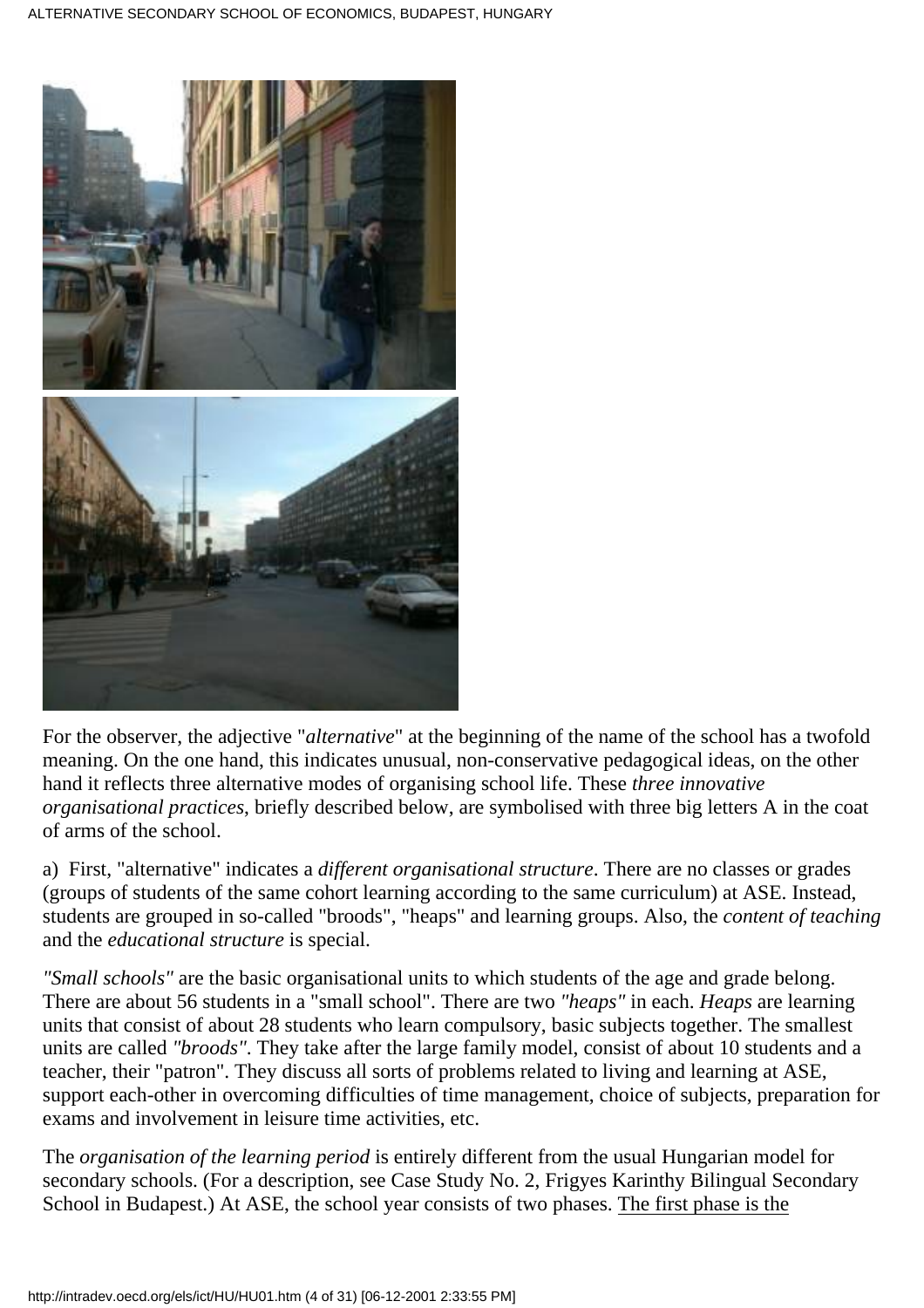For the observer, the adjective "*alternative*" at the beginning of the name of the school has a twofold meaning. On the one hand, this indicates unusual, non-conservative pedagogical ideas, on the other hand it reflects three alternative modes of organising school life. These *three innovative organisational practices*, briefly described below, are symbolised with three big letters A in the coat of arms of the school.

a) First, "alternative" indicates a *different organisational structure*. There are no classes or grades (groups of students of the same cohort learning according to the same curriculum) at ASE. Instead, students are grouped in so-called "broods", "heaps" and learning groups. Also, the *content of teaching* and the *educational structure* is special.

*"Small schools"* are the basic organisational units to which students of the age and grade belong. There are about 56 students in a "small school". There are two *"heaps"* in each. *Heaps* are learning units that consist of about 28 students who learn compulsory, basic subjects together. The smallest units are called *"broods"*. They take after the large family model, consist of about 10 students and a teacher, their "patron". They discuss all sorts of problems related to living and learning at ASE, support each-other in overcoming difficulties of time management, choice of subjects, preparation for exams and involvement in leisure time activities, etc.

The *organisation of the learning period* is entirely different from the usual Hungarian model for secondary schools. (For a description, see Case Study No. 2, Frigyes Karinthy Bilingual Secondary School in Budapest.) At ASE, the school year consists of two phases. The first phase is the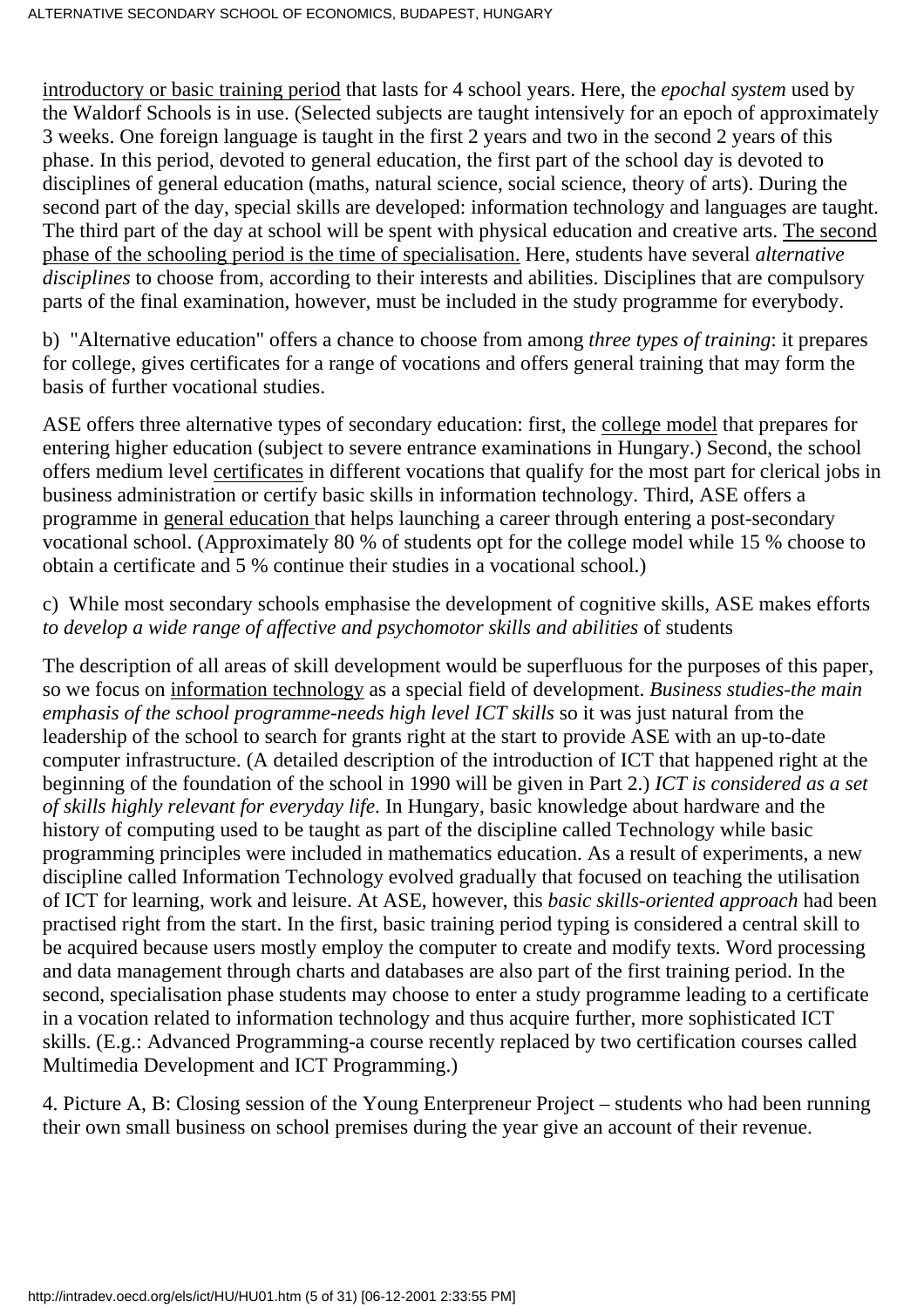introductory or basic training period that lasts for 4 school years. Here, the *epochal system* used by the Waldorf Schools is in use. (Selected subjects are taught intensively for an epoch of approximately 3 weeks. One foreign language is taught in the first 2 years and two in the second 2 years of this phase. In this period, devoted to general education, the first part of the school day is devoted to disciplines of general education (maths, natural science, social science, theory of arts). During the second part of the day, special skills are developed: information technology and languages are taught. The third part of the day at school will be spent with physical education and creative arts. The second phase of the schooling period is the time of specialisation. Here, students have several *alternative disciplines* to choose from, according to their interests and abilities. Disciplines that are compulsory parts of the final examination, however, must be included in the study programme for everybody.

b) "Alternative education" offers a chance to choose from among *three types of training*: it prepares for college, gives certificates for a range of vocations and offers general training that may form the basis of further vocational studies.

ASE offers three alternative types of secondary education: first, the college model that prepares for entering higher education (subject to severe entrance examinations in Hungary.) Second, the school offers medium level certificates in different vocations that qualify for the most part for clerical jobs in business administration or certify basic skills in information technology. Third, ASE offers a programme in general education that helps launching a career through entering a post-secondary vocational school. (Approximately 80 % of students opt for the college model while 15 % choose to obtain a certificate and 5 % continue their studies in a vocational school.)

c) While most secondary schools emphasise the development of cognitive skills, ASE makes efforts *to develop a wide range of affective and psychomotor skills and abilities* of students

The description of all areas of skill development would be superfluous for the purposes of this paper, so we focus on information technology as a special field of development. *Business studies-the main emphasis of the school programme-needs high level ICT skills* so it was just natural from the leadership of the school to search for grants right at the start to provide ASE with an up-to-date computer infrastructure. (A detailed description of the introduction of ICT that happened right at the beginning of the foundation of the school in 1990 will be given in Part 2.) *ICT is considered as a set of skills highly relevant for everyday life*. In Hungary, basic knowledge about hardware and the history of computing used to be taught as part of the discipline called Technology while basic programming principles were included in mathematics education. As a result of experiments, a new discipline called Information Technology evolved gradually that focused on teaching the utilisation of ICT for learning, work and leisure. At ASE, however, this *basic skills-oriented approach* had been practised right from the start. In the first, basic training period typing is considered a central skill to be acquired because users mostly employ the computer to create and modify texts. Word processing and data management through charts and databases are also part of the first training period. In the second, specialisation phase students may choose to enter a study programme leading to a certificate in a vocation related to information technology and thus acquire further, more sophisticated ICT skills. (E.g.: Advanced Programming-a course recently replaced by two certification courses called Multimedia Development and ICT Programming.)

4. Picture A, B: Closing session of the Young Enterpreneur Project – students who had been running their own small business on school premises during the year give an account of their revenue.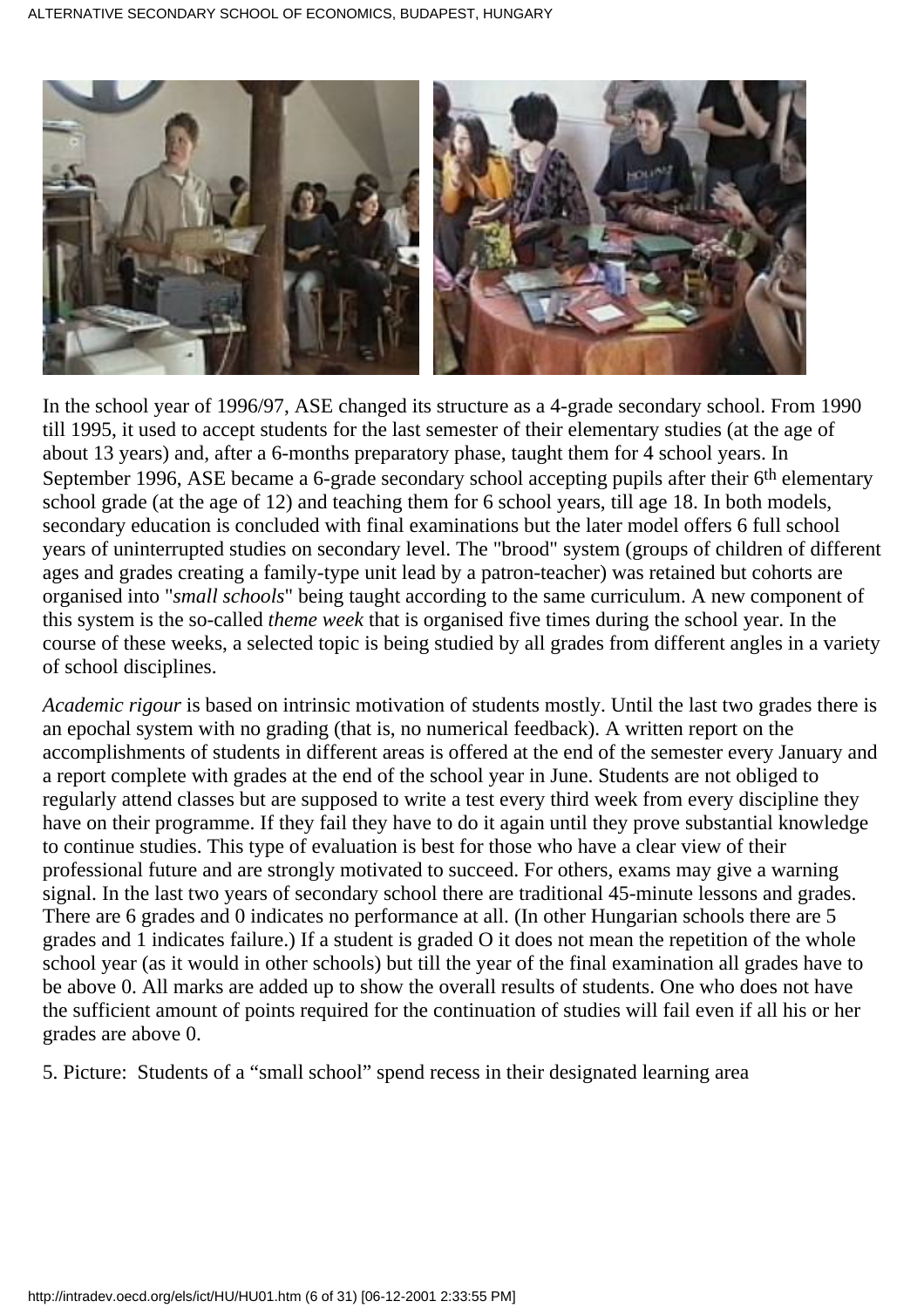In the school year of 1996/97, ASE changed its structure as a 4-grade secondary school. From 1990 till 1995, it used to accept students for the last semester of their elementary studies (at the age of about 13 years) and, after a 6-months preparatory phase, taught them for 4 school years. In September 1996, ASE became a 6-grade secondary school accepting pupils after their 6th elementary school grade (at the age of 12) and teaching them for 6 school years, till age 18. In both models, secondary education is concluded with final examinations but the later model offers 6 full school years of uninterrupted studies on secondary level. The "brood" system (groups of children of different ages and grades creating a family-type unit lead by a patron-teacher) was retained but cohorts are organised into "*small schools*" being taught according to the same curriculum. A new component of this system is the so-called *theme week* that is organised five times during the school year. In the course of these weeks, a selected topic is being studied by all grades from different angles in a variety of school disciplines.

*Academic rigour* is based on intrinsic motivation of students mostly. Until the last two grades there is an epochal system with no grading (that is, no numerical feedback). A written report on the accomplishments of students in different areas is offered at the end of the semester every January and a report complete with grades at the end of the school year in June. Students are not obliged to regularly attend classes but are supposed to write a test every third week from every discipline they have on their programme. If they fail they have to do it again until they prove substantial knowledge to continue studies. This type of evaluation is best for those who have a clear view of their professional future and are strongly motivated to succeed. For others, exams may give a warning signal. In the last two years of secondary school there are traditional 45-minute lessons and grades. There are 6 grades and 0 indicates no performance at all. (In other Hungarian schools there are 5 grades and 1 indicates failure.) If a student is graded O it does not mean the repetition of the whole school year (as it would in other schools) but till the year of the final examination all grades have to be above 0. All marks are added up to show the overall results of students. One who does not have the sufficient amount of points required for the continuation of studies will fail even if all his or her grades are above 0.

5. Picture: Students of a "small school" spend recess in their designated learning area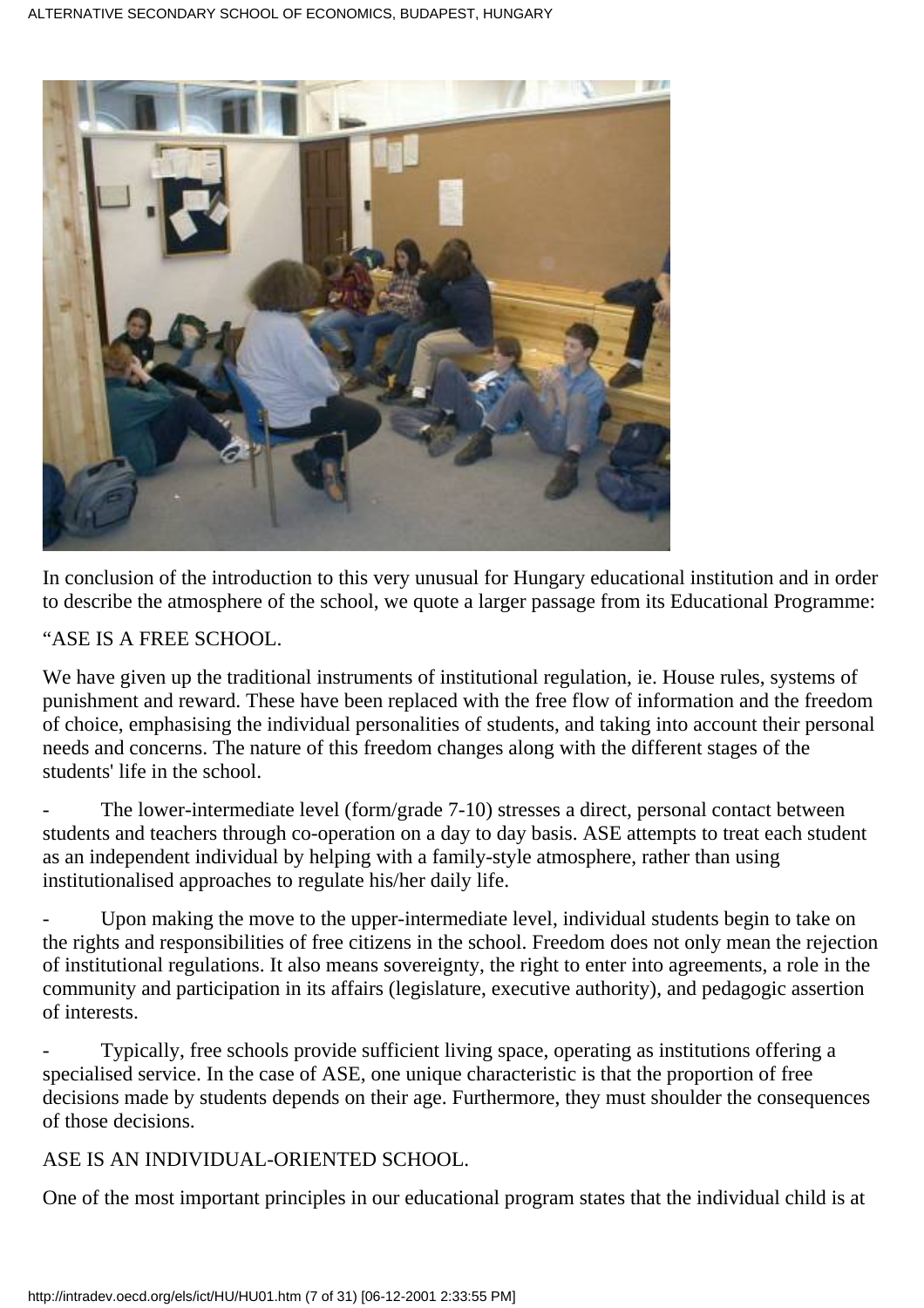In conclusion of the introduction to this very unusual for Hungary educational institution and in order to describe the atmosphere of the school, we quote a larger passage from its Educational Programme:

"ASE IS A FREE SCHOOL.

We have given up the traditional instruments of institutional regulation, ie. House rules, systems of punishment and reward. These have been replaced with the free flow of information and the freedom of choice, emphasising the individual personalities of students, and taking into account their personal needs and concerns. The nature of this freedom changes along with the different stages of the students' life in the school.

- The lower-intermediate level (form/grade 7-10) stresses a direct, personal contact between students and teachers through co-operation on a day to day basis. ASE attempts to treat each student as an independent individual by helping with a family-style atmosphere, rather than using institutionalised approaches to regulate his/her daily life.

- Upon making the move to the upper-intermediate level, individual students begin to take on the rights and responsibilities of free citizens in the school. Freedom does not only mean the rejection of institutional regulations. It also means sovereignty, the right to enter into agreements, a role in the community and participation in its affairs (legislature, executive authority), and pedagogic assertion of interests.

- Typically, free schools provide sufficient living space, operating as institutions offering a specialised service. In the case of ASE, one unique characteristic is that the proportion of free decisions made by students depends on their age. Furthermore, they must shoulder the consequences of those decisions.

ASE IS AN INDIVIDUAL-ORIENTED SCHOOL.

One of the most important principles in our educational program states that the individual child is at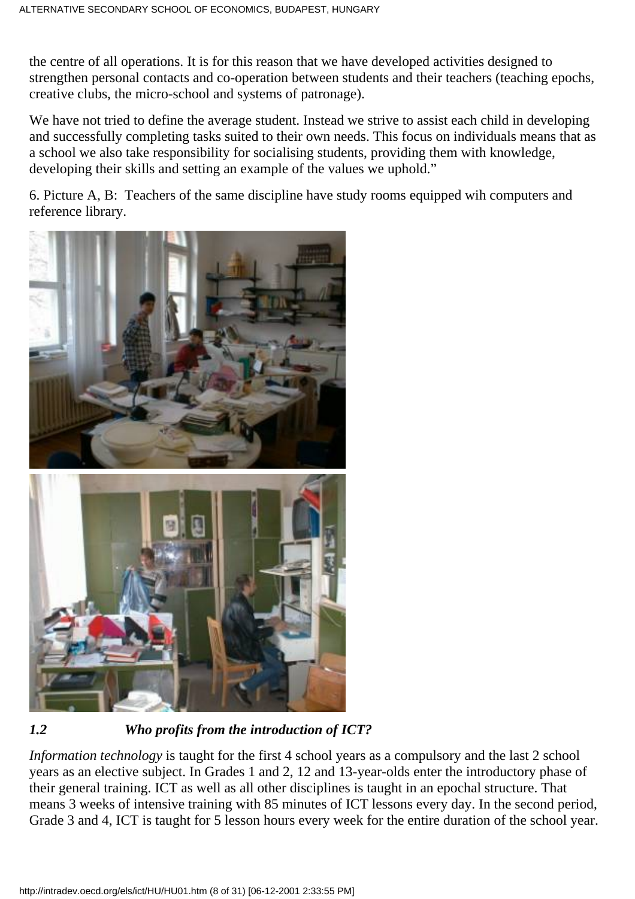the centre of all operations. It is for this reason that we have developed activities designed to strengthen personal contacts and co-operation between students and their teachers (teaching epochs, creative clubs, the micro-school and systems of patronage).

We have not tried to define the average student. Instead we strive to assist each child in developing and successfully completing tasks suited to their own needs. This focus on individuals means that as a school we also take responsibility for socialising students, providing them with knowledge, developing their skills and setting an example of the values we uphold."

6. Picture A, B: Teachers of the same discipline have study rooms equipped wih computers and reference library.

### *1.2 Who profits from the introduction of ICT?*

*Information technology* is taught for the first 4 school years as a compulsory and the last 2 school years as an elective subject. In Grades 1 and 2, 12 and 13-year-olds enter the introductory phase of their general training. ICT as well as all other disciplines is taught in an epochal structure. That means 3 weeks of intensive training with 85 minutes of ICT lessons every day. In the second period, Grade 3 and 4, ICT is taught for 5 lesson hours every week for the entire duration of the school year.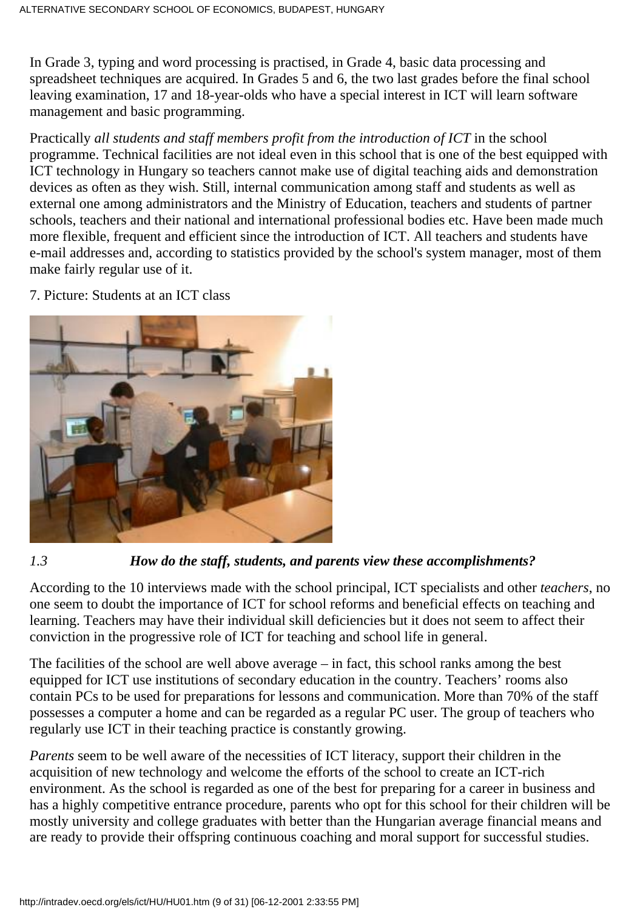In Grade 3, typing and word processing is practised, in Grade 4, basic data processing and spreadsheet techniques are acquired. In Grades 5 and 6, the two last grades before the final school leaving examination, 17 and 18-year-olds who have a special interest in ICT will learn software management and basic programming.

Practically *all students and staff members profit from the introduction of ICT* in the school programme. Technical facilities are not ideal even in this school that is one of the best equipped with ICT technology in Hungary so teachers cannot make use of digital teaching aids and demonstration devices as often as they wish. Still, internal communication among staff and students as well as external one among administrators and the Ministry of Education, teachers and students of partner schools, teachers and their national and international professional bodies etc. Have been made much more flexible, frequent and efficient since the introduction of ICT. All teachers and students have e-mail addresses and, according to statistics provided by the school's system manager, most of them make fairly regular use of it.

7. Picture: Students at an ICT class

### *1.3 How do the staff, students, and parents view these accomplishments?*

According to the 10 interviews made with the school principal, ICT specialists and other *teachers*, no one seem to doubt the importance of ICT for school reforms and beneficial effects on teaching and learning. Teachers may have their individual skill deficiencies but it does not seem to affect their conviction in the progressive role of ICT for teaching and school life in general.

The facilities of the school are well above average – in fact, this school ranks among the best equipped for ICT use institutions of secondary education in the country. Teachers' rooms also contain PCs to be used for preparations for lessons and communication. More than 70% of the staff possesses a computer a home and can be regarded as a regular PC user. The group of teachers who regularly use ICT in their teaching practice is constantly growing.

*Parents* seem to be well aware of the necessities of ICT literacy, support their children in the acquisition of new technology and welcome the efforts of the school to create an ICT-rich environment. As the school is regarded as one of the best for preparing for a career in business and has a highly competitive entrance procedure, parents who opt for this school for their children will be mostly university and college graduates with better than the Hungarian average financial means and are ready to provide their offspring continuous coaching and moral support for successful studies.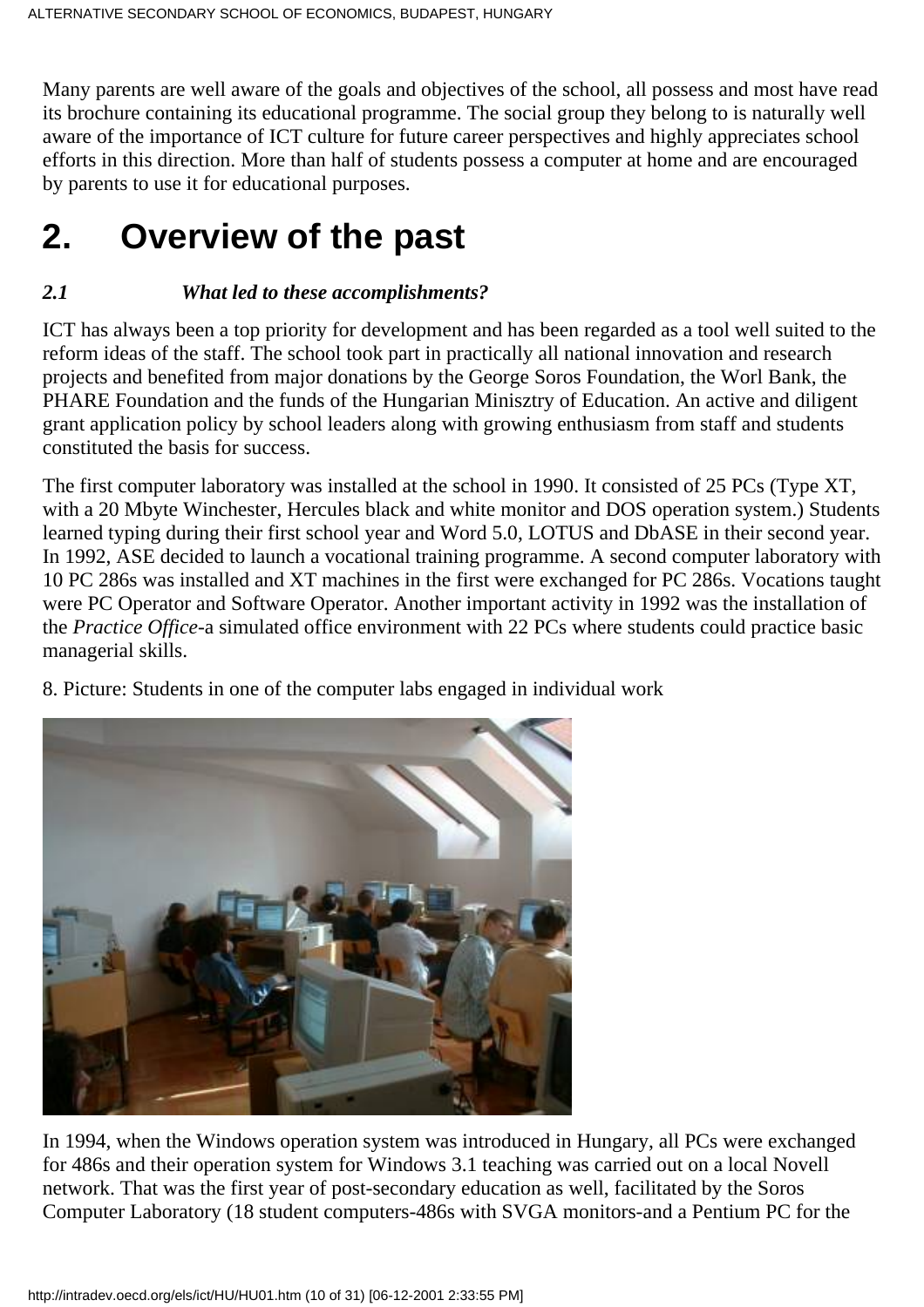Many parents are well aware of the goals and objectives of the school, all possess and most have read its brochure containing its educational programme. The social group they belong to is naturally well aware of the importance of ICT culture for future career perspectives and highly appreciates school efforts in this direction. More than half of students possess a computer at home and are encouraged by parents to use it for educational purposes.

# 2. Overview of the past

### *2.1 What led to these accomplishments?*

ICT has always been a top priority for development and has been regarded as a tool well suited to the reform ideas of the staff. The school took part in practically all national innovation and research projects and benefited from major donations by the George Soros Foundation, the Worl Bank, the PHARE Foundation and the funds of the Hungarian Minisztry of Education. An active and diligent grant application policy by school leaders along with growing enthusiasm from staff and students constituted the basis for success.

The first computer laboratory was installed at the school in 1990. It consisted of 25 PCs (Type XT, with a 20 Mbyte Winchester, Hercules black and white monitor and DOS operation system.) Students learned typing during their first school year and Word 5.0, LOTUS and DbASE in their second year. In 1992, ASE decided to launch a vocational training programme. A second computer laboratory with 10 PC 286s was installed and XT machines in the first were exchanged for PC 286s. Vocations taught were PC Operator and Software Operator. Another important activity in 1992 was the installation of the *Practice Office*-a simulated office environment with 22 PCs where students could practice basic managerial skills.

8. Picture: Students in one of the computer labs engaged in individual work

In 1994, when the Windows operation system was introduced in Hungary, all PCs were exchanged for 486s and their operation system for Windows 3.1 teaching was carried out on a local Novell network. That was the first year of post-secondary education as well, facilitated by the Soros Computer Laboratory (18 student computers-486s with SVGA monitors-and a Pentium PC for the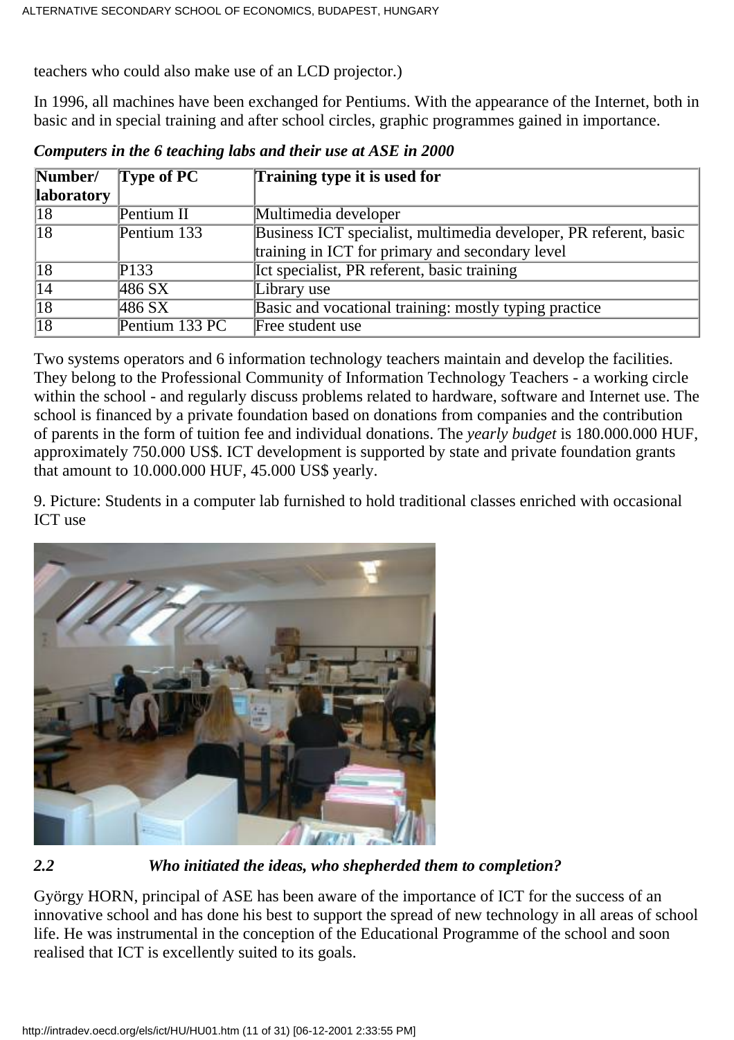teachers who could also make use of an LCD projector.)

In 1996, all machines have been exchanged for Pentiums. With the appearance of the Internet, both in basic and in special training and after school circles, graphic programmes gained in importance.

***Computers in the 6 teaching labs and their use at ASE in 2000***

| Number/ laboratory | Type of PC | Training type it is used for |
|---|---|---|
| 18 | Pentium II | Multimedia developer |
| 18 | Pentium 133 | Business ICT specialist, multimedia developer, PR referent, basic training in ICT for primary and secondary level |
| 18 | P133 | Ict specialist, PR referent, basic training |
| 14 | 486 SX | Library use |
| 18 | 486 SX | Basic and vocational training: mostly typing practice |
| 18 | Pentium 133 PC | Free student use |

Two systems operators and 6 information technology teachers maintain and develop the facilities. They belong to the Professional Community of Information Technology Teachers - a working circle within the school - and regularly discuss problems related to hardware, software and Internet use. The school is financed by a private foundation based on donations from companies and the contribution of parents in the form of tuition fee and individual donations. The *yearly budget* is 180.000.000 HUF, approximately 750.000 US$. ICT development is supported by state and private foundation grants that amount to 10.000.000 HUF, 45.000 US$ yearly.

9. Picture: Students in a computer lab furnished to hold traditional classes enriched with occasional ICT use

### *2.2 Who initiated the ideas, who shepherded them to completion?*

György HORN, principal of ASE has been aware of the importance of ICT for the success of an innovative school and has done his best to support the spread of new technology in all areas of school life. He was instrumental in the conception of the Educational Programme of the school and soon realised that ICT is excellently suited to its goals.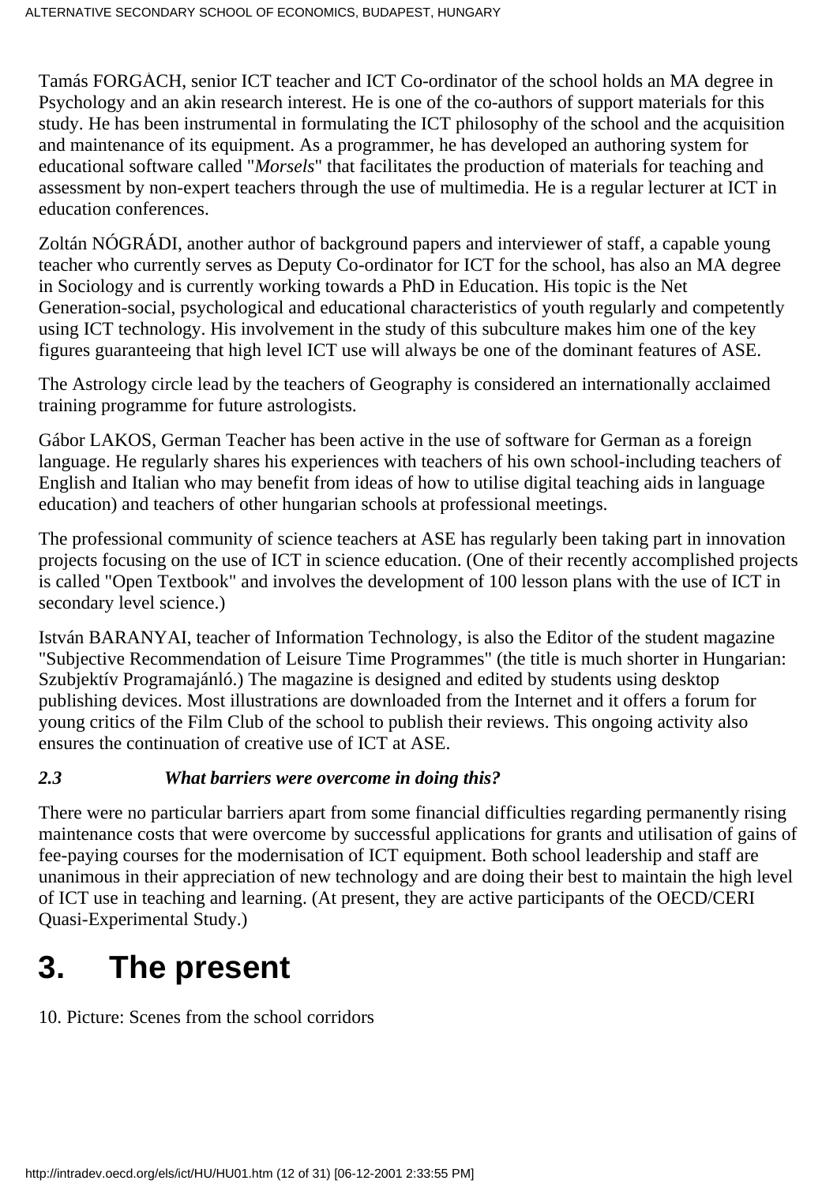Tamás FORGÁCH, senior ICT teacher and ICT Co-ordinator of the school holds an MA degree in Psychology and an akin research interest. He is one of the co-authors of support materials for this study. He has been instrumental in formulating the ICT philosophy of the school and the acquisition and maintenance of its equipment. As a programmer, he has developed an authoring system for educational software called "*Morsels*" that facilitates the production of materials for teaching and assessment by non-expert teachers through the use of multimedia. He is a regular lecturer at ICT in education conferences.

Zoltán NÓGRÁDI, another author of background papers and interviewer of staff, a capable young teacher who currently serves as Deputy Co-ordinator for ICT for the school, has also an MA degree in Sociology and is currently working towards a PhD in Education. His topic is the Net Generation-social, psychological and educational characteristics of youth regularly and competently using ICT technology. His involvement in the study of this subculture makes him one of the key figures guaranteeing that high level ICT use will always be one of the dominant features of ASE.

The Astrology circle lead by the teachers of Geography is considered an internationally acclaimed training programme for future astrologists.

Gábor LAKOS, German Teacher has been active in the use of software for German as a foreign language. He regularly shares his experiences with teachers of his own school-including teachers of English and Italian who may benefit from ideas of how to utilise digital teaching aids in language education) and teachers of other hungarian schools at professional meetings.

The professional community of science teachers at ASE has regularly been taking part in innovation projects focusing on the use of ICT in science education. (One of their recently accomplished projects is called "Open Textbook" and involves the development of 100 lesson plans with the use of ICT in secondary level science.)

István BARANYAI, teacher of Information Technology, is also the Editor of the student magazine "Subjective Recommendation of Leisure Time Programmes" (the title is much shorter in Hungarian: Szubjektív Programajánló.) The magazine is designed and edited by students using desktop publishing devices. Most illustrations are downloaded from the Internet and it offers a forum for young critics of the Film Club of the school to publish their reviews. This ongoing activity also ensures the continuation of creative use of ICT at ASE.

### *2.3 What barriers were overcome in doing this?*

There were no particular barriers apart from some financial difficulties regarding permanently rising maintenance costs that were overcome by successful applications for grants and utilisation of gains of fee-paying courses for the modernisation of ICT equipment. Both school leadership and staff are unanimous in their appreciation of new technology and are doing their best to maintain the high level of ICT use in teaching and learning. (At present, they are active participants of the OECD/CERI Quasi-Experimental Study.)

# 3. The present

10. Picture: Scenes from the school corridors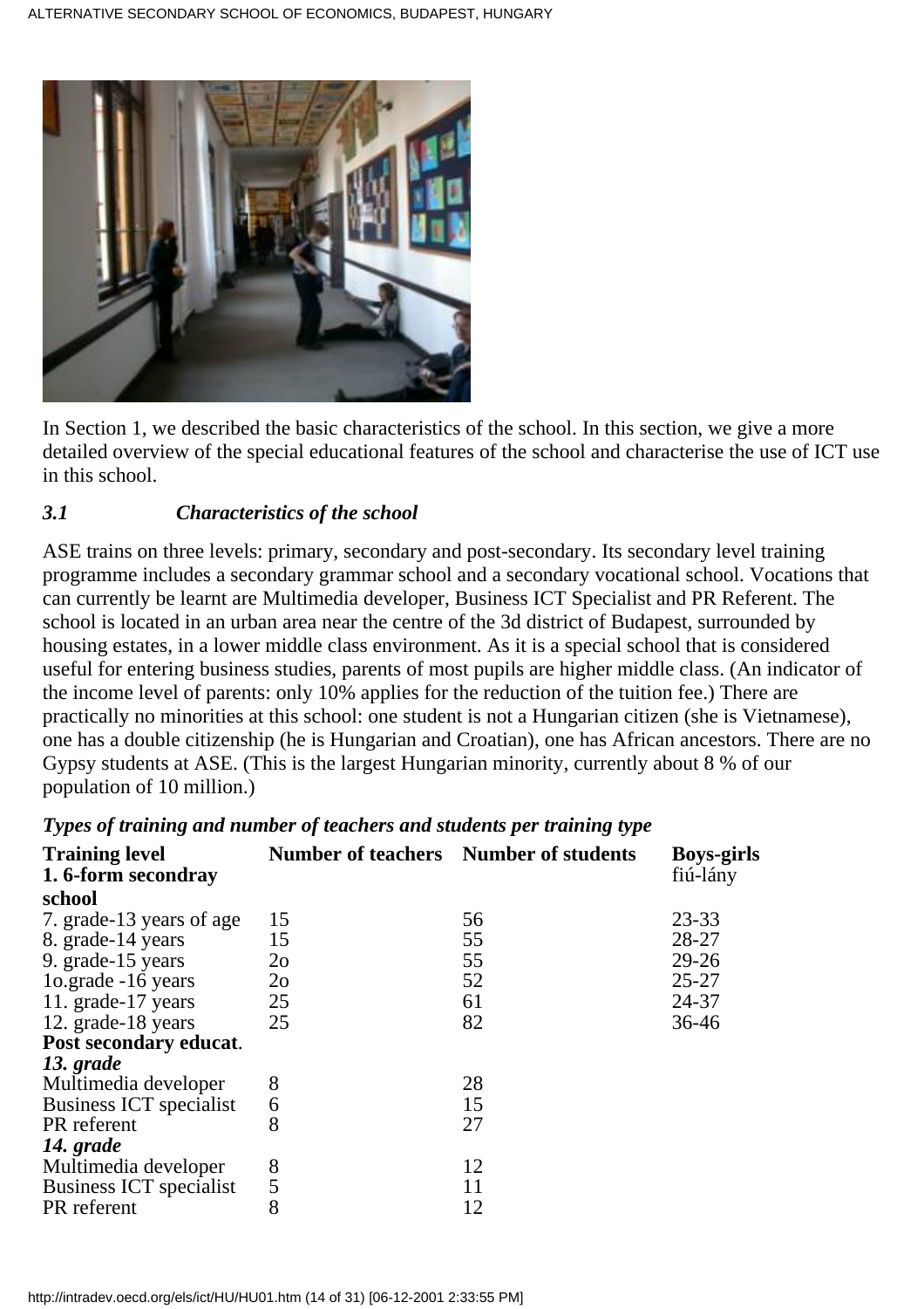In Section 1, we described the basic characteristics of the school. In this section, we give a more detailed overview of the special educational features of the school and characterise the use of ICT use in this school.

### *3.1 Characteristics of the school*

ASE trains on three levels: primary, secondary and post-secondary. Its secondary level training programme includes a secondary grammar school and a secondary vocational school. Vocations that can currently be learnt are Multimedia developer, Business ICT Specialist and PR Referent. The school is located in an urban area near the centre of the 3d district of Budapest, surrounded by housing estates, in a lower middle class environment. As it is a special school that is considered useful for entering business studies, parents of most pupils are higher middle class. (An indicator of the income level of parents: only 10% applies for the reduction of the tuition fee.) There are practically no minorities at this school: one student is not a Hungarian citizen (she is Vietnamese), one has a double citizenship (he is Hungarian and Croatian), one has African ancestors. There are no Gypsy students at ASE. (This is the largest Hungarian minority, currently about 8 % of our population of 10 million.)

***Types of training and number of teachers and students per training type***

| Training level | Number of teachers | Number of students | Boys-girls |
|---|---|---|---|
| **1. 6-form secondray school** | | | fiú-lány |
| 7. grade-13 years of age | 15 | 56 | 23-33 |
| 8. grade-14 years | 15 | 55 | 28-27 |
| 9. grade-15 years | 2o | 55 | 29-26 |
| 1o.grade -16 years | 2o | 52 | 25-27 |
| 11. grade-17 years | 25 | 61 | 24-37 |
| 12. grade-18 years | 25 | 82 | 36-46 |
| **Post secondary educat**. | | | |
| ***13. grade*** | | | |
| Multimedia developer | 8 | 28 | |
| Business ICT specialist | 6 | 15 | |
| PR referent | 8 | 27 | |
| ***14. grade*** | | | |
| Multimedia developer | 8 | 12 | |
| Business ICT specialist | 5 | 11 | |
| PR referent | 8 | 12 | |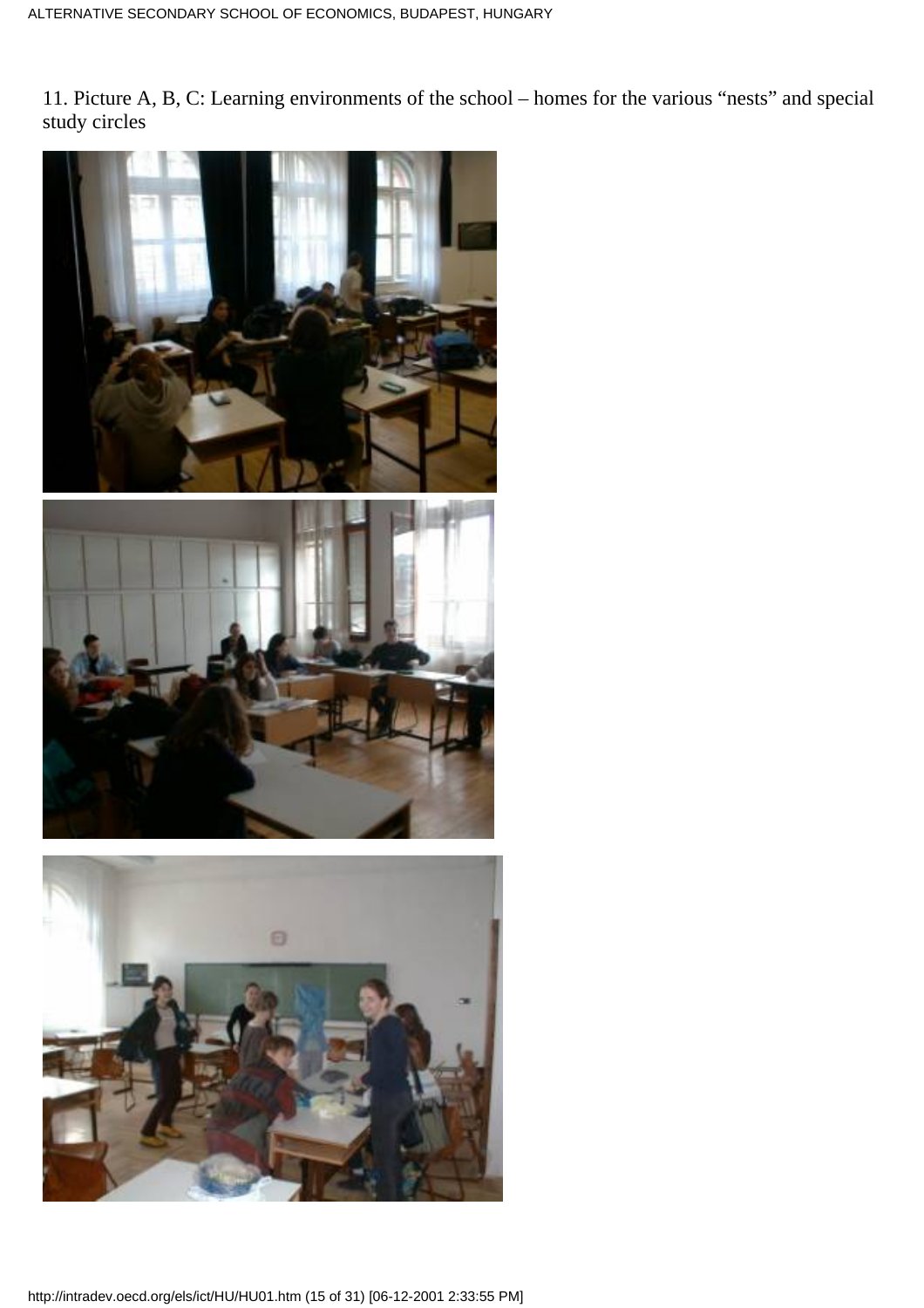11. Picture A, B, C: Learning environments of the school – homes for the various "nests" and special study circles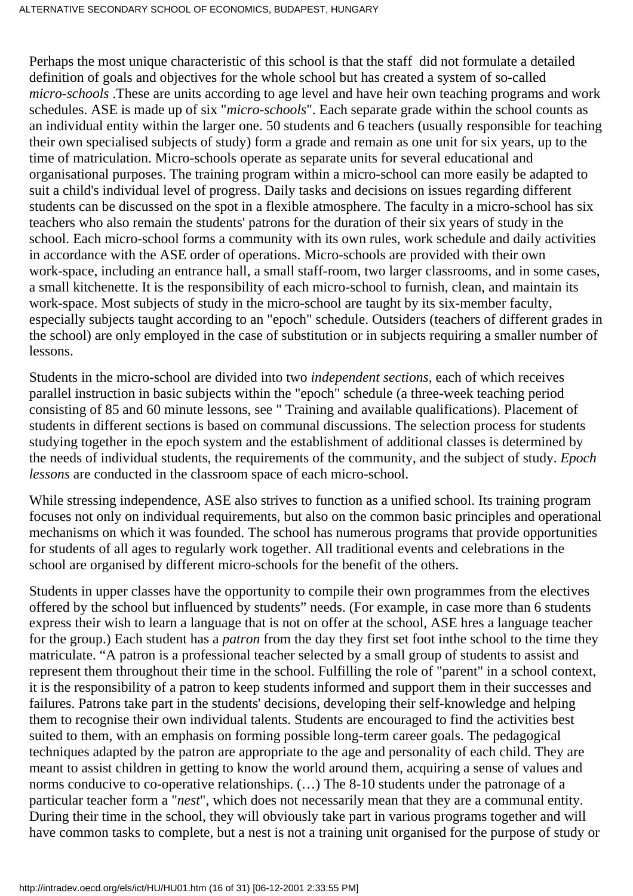Perhaps the most unique characteristic of this school is that the staff did not formulate a detailed definition of goals and objectives for the whole school but has created a system of so-called *micro-schools* .These are units according to age level and have heir own teaching programs and work schedules. ASE is made up of six "*micro-schools*". Each separate grade within the school counts as an individual entity within the larger one. 50 students and 6 teachers (usually responsible for teaching their own specialised subjects of study) form a grade and remain as one unit for six years, up to the time of matriculation. Micro-schools operate as separate units for several educational and organisational purposes. The training program within a micro-school can more easily be adapted to suit a child's individual level of progress. Daily tasks and decisions on issues regarding different students can be discussed on the spot in a flexible atmosphere. The faculty in a micro-school has six teachers who also remain the students' patrons for the duration of their six years of study in the school. Each micro-school forms a community with its own rules, work schedule and daily activities in accordance with the ASE order of operations. Micro-schools are provided with their own work-space, including an entrance hall, a small staff-room, two larger classrooms, and in some cases, a small kitchenette. It is the responsibility of each micro-school to furnish, clean, and maintain its work-space. Most subjects of study in the micro-school are taught by its six-member faculty, especially subjects taught according to an "epoch" schedule. Outsiders (teachers of different grades in the school) are only employed in the case of substitution or in subjects requiring a smaller number of lessons.

Students in the micro-school are divided into two *independent sections*, each of which receives parallel instruction in basic subjects within the "epoch" schedule (a three-week teaching period consisting of 85 and 60 minute lessons, see " Training and available qualifications). Placement of students in different sections is based on communal discussions. The selection process for students studying together in the epoch system and the establishment of additional classes is determined by the needs of individual students, the requirements of the community, and the subject of study. *Epoch lessons* are conducted in the classroom space of each micro-school.

While stressing independence, ASE also strives to function as a unified school. Its training program focuses not only on individual requirements, but also on the common basic principles and operational mechanisms on which it was founded. The school has numerous programs that provide opportunities for students of all ages to regularly work together. All traditional events and celebrations in the school are organised by different micro-schools for the benefit of the others.

Students in upper classes have the opportunity to compile their own programmes from the electives offered by the school but influenced by students" needs. (For example, in case more than 6 students express their wish to learn a language that is not on offer at the school, ASE hres a language teacher for the group.) Each student has a *patron* from the day they first set foot inthe school to the time they matriculate. "A patron is a professional teacher selected by a small group of students to assist and represent them throughout their time in the school. Fulfilling the role of "parent" in a school context, it is the responsibility of a patron to keep students informed and support them in their successes and failures. Patrons take part in the students' decisions, developing their self-knowledge and helping them to recognise their own individual talents. Students are encouraged to find the activities best suited to them, with an emphasis on forming possible long-term career goals. The pedagogical techniques adapted by the patron are appropriate to the age and personality of each child. They are meant to assist children in getting to know the world around them, acquiring a sense of values and norms conducive to co-operative relationships. (…) The 8-10 students under the patronage of a particular teacher form a "*nest*", which does not necessarily mean that they are a communal entity. During their time in the school, they will obviously take part in various programs together and will have common tasks to complete, but a nest is not a training unit organised for the purpose of study or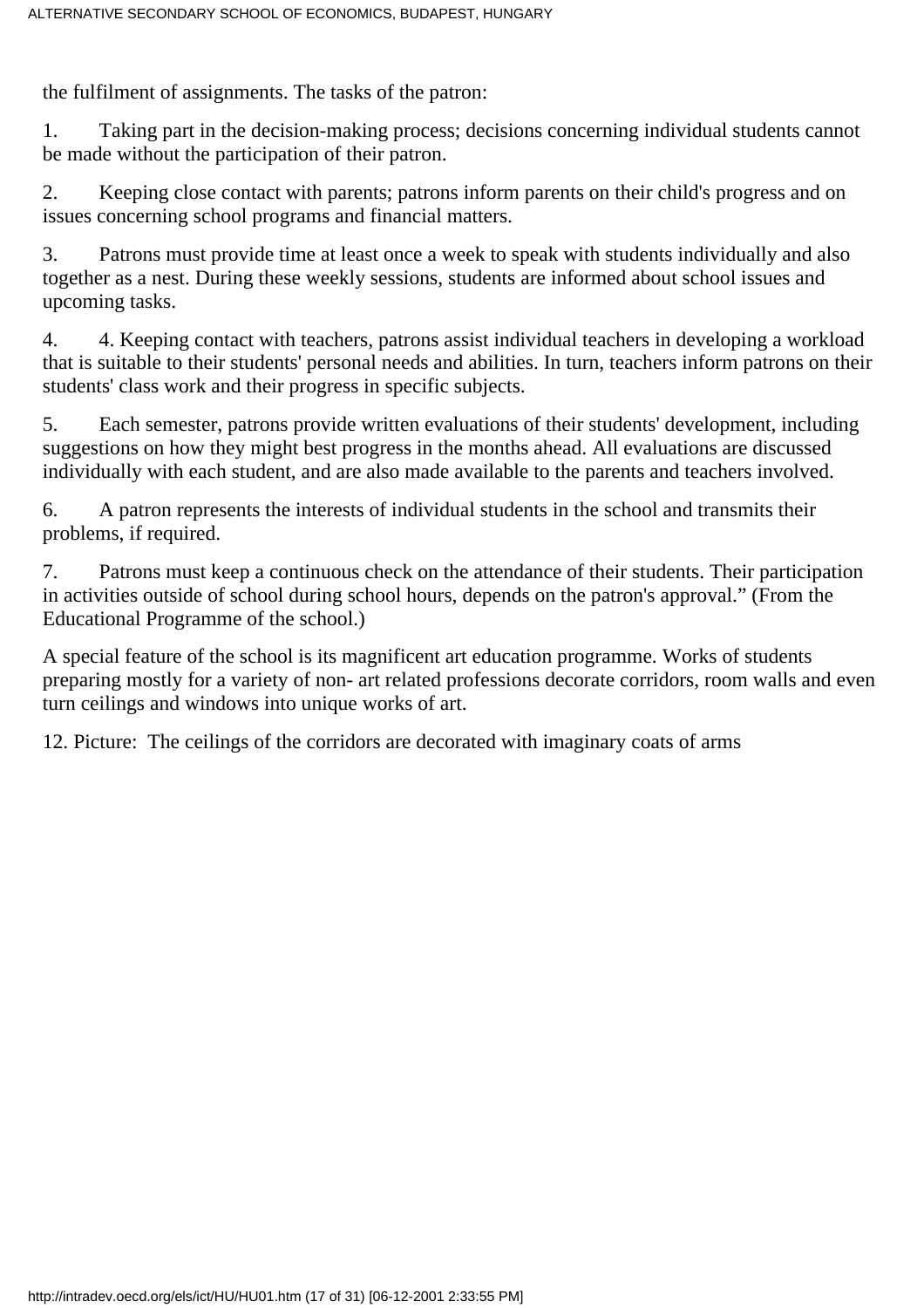the fulfilment of assignments. The tasks of the patron:

1. Taking part in the decision-making process; decisions concerning individual students cannot be made without the participation of their patron.

2. Keeping close contact with parents; patrons inform parents on their child's progress and on issues concerning school programs and financial matters.

3. Patrons must provide time at least once a week to speak with students individually and also together as a nest. During these weekly sessions, students are informed about school issues and upcoming tasks.

4. 4. Keeping contact with teachers, patrons assist individual teachers in developing a workload that is suitable to their students' personal needs and abilities. In turn, teachers inform patrons on their students' class work and their progress in specific subjects.

5. Each semester, patrons provide written evaluations of their students' development, including suggestions on how they might best progress in the months ahead. All evaluations are discussed individually with each student, and are also made available to the parents and teachers involved.

6. A patron represents the interests of individual students in the school and transmits their problems, if required.

7. Patrons must keep a continuous check on the attendance of their students. Their participation in activities outside of school during school hours, depends on the patron's approval." (From the Educational Programme of the school.)

A special feature of the school is its magnificent art education programme. Works of students preparing mostly for a variety of non- art related professions decorate corridors, room walls and even turn ceilings and windows into unique works of art.

12. Picture: The ceilings of the corridors are decorated with imaginary coats of arms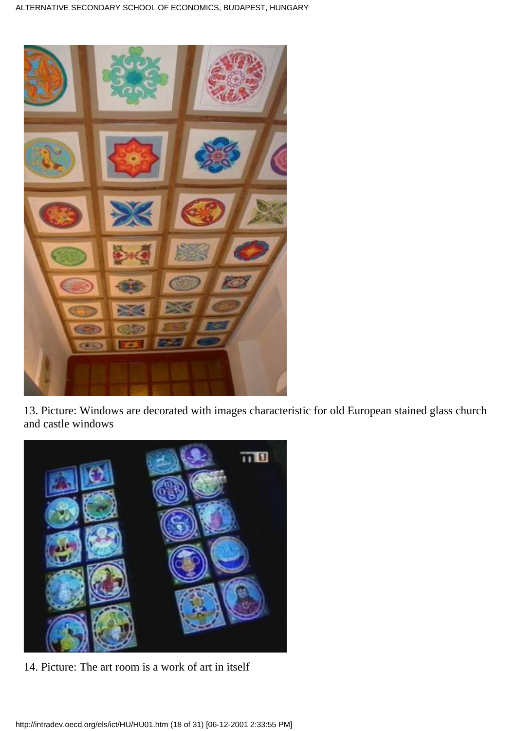13. Picture: Windows are decorated with images characteristic for old European stained glass church and castle windows

14. Picture: The art room is a work of art in itself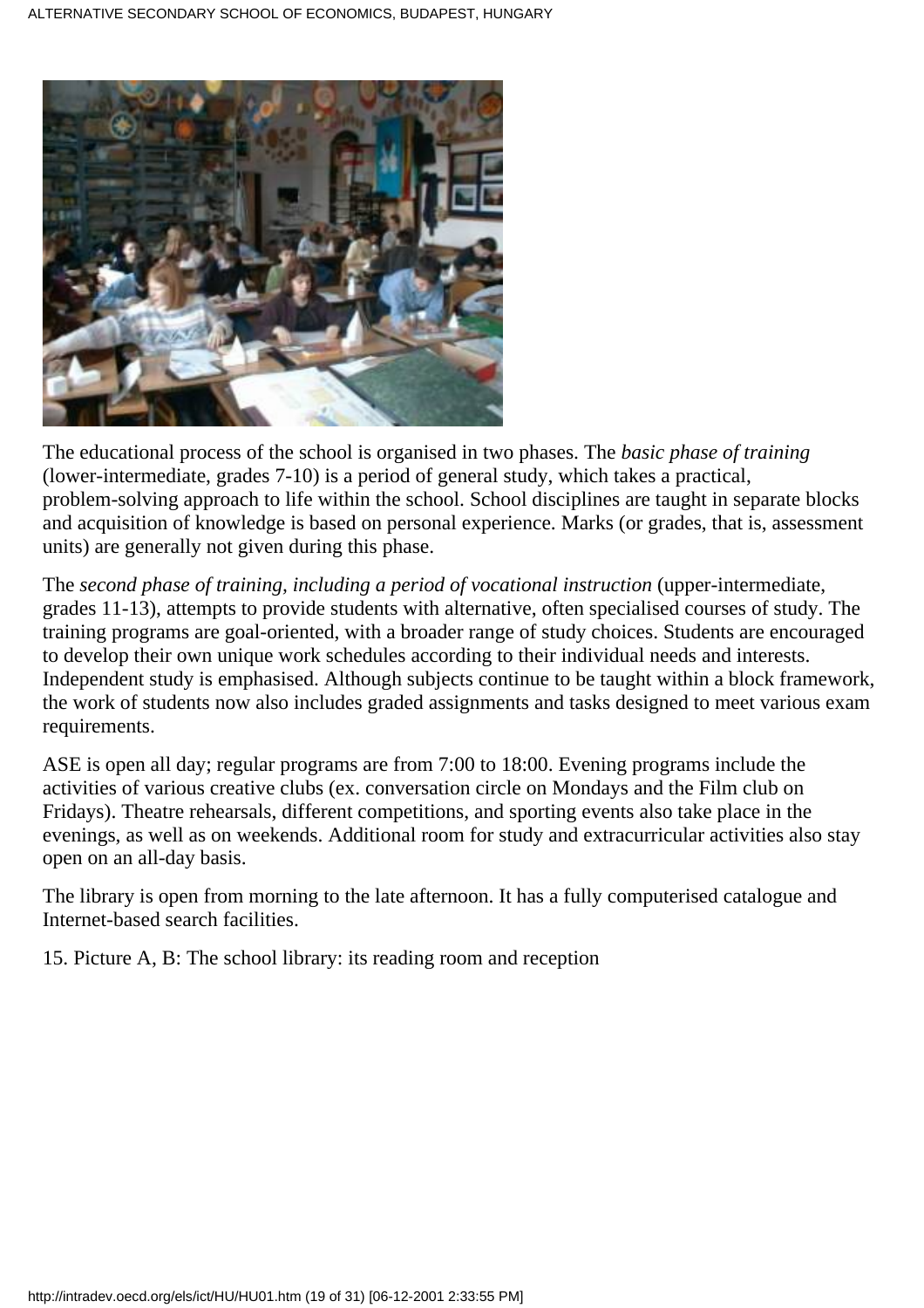The educational process of the school is organised in two phases. The *basic phase of training* (lower-intermediate, grades 7-10) is a period of general study, which takes a practical, problem-solving approach to life within the school. School disciplines are taught in separate blocks and acquisition of knowledge is based on personal experience. Marks (or grades, that is, assessment units) are generally not given during this phase.

The *second phase of training, including a period of vocational instruction* (upper-intermediate, grades 11-13), attempts to provide students with alternative, often specialised courses of study. The training programs are goal-oriented, with a broader range of study choices. Students are encouraged to develop their own unique work schedules according to their individual needs and interests. Independent study is emphasised. Although subjects continue to be taught within a block framework, the work of students now also includes graded assignments and tasks designed to meet various exam requirements.

ASE is open all day; regular programs are from 7:00 to 18:00. Evening programs include the activities of various creative clubs (ex. conversation circle on Mondays and the Film club on Fridays). Theatre rehearsals, different competitions, and sporting events also take place in the evenings, as well as on weekends. Additional room for study and extracurricular activities also stay open on an all-day basis.

The library is open from morning to the late afternoon. It has a fully computerised catalogue and Internet-based search facilities.

15. Picture A, B: The school library: its reading room and reception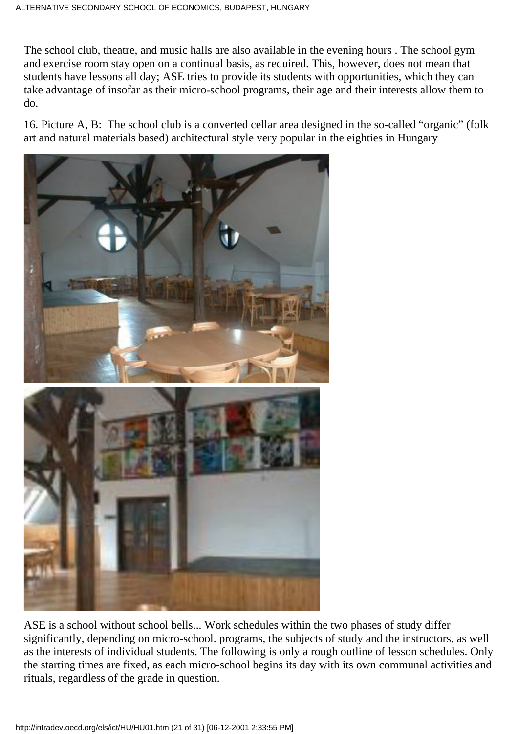The school club, theatre, and music halls are also available in the evening hours . The school gym and exercise room stay open on a continual basis, as required. This, however, does not mean that students have lessons all day; ASE tries to provide its students with opportunities, which they can take advantage of insofar as their micro-school programs, their age and their interests allow them to do.

16. Picture A, B:  The school club is a converted cellar area designed in the so-called "organic" (folk art and natural materials based) architectural style very popular in the eighties in Hungary

ASE is a school without school bells... Work schedules within the two phases of study differ significantly, depending on micro-school. programs, the subjects of study and the instructors, as well as the interests of individual students. The following is only a rough outline of lesson schedules. Only the starting times are fixed, as each micro-school begins its day with its own communal activities and rituals, regardless of the grade in question.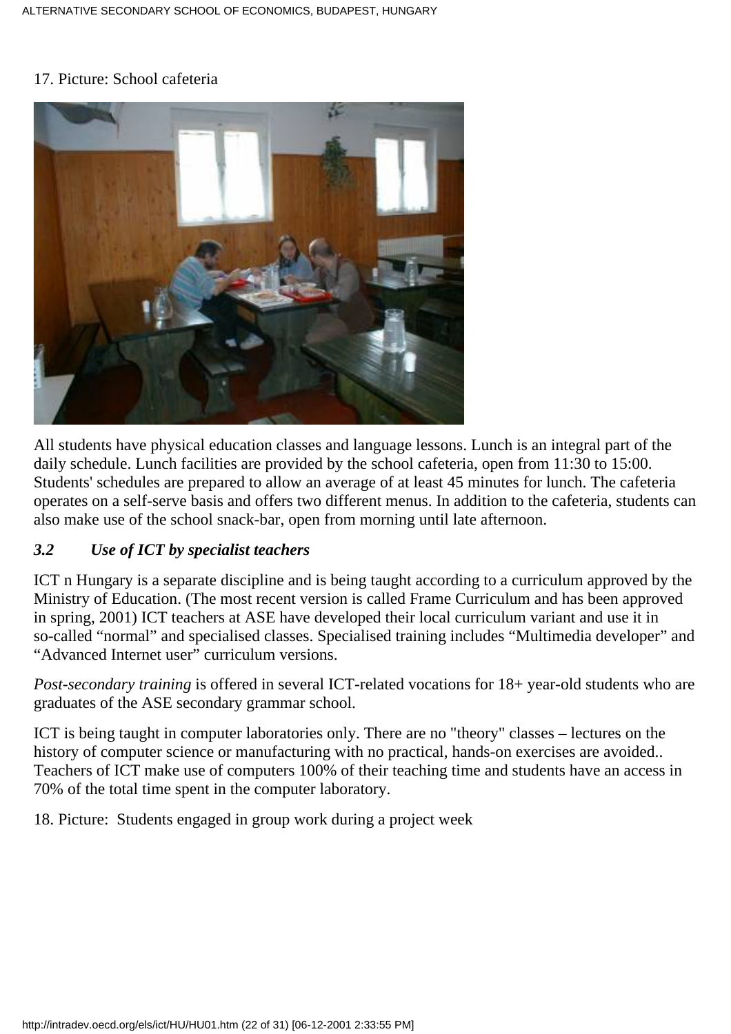17. Picture: School cafeteria

All students have physical education classes and language lessons. Lunch is an integral part of the daily schedule. Lunch facilities are provided by the school cafeteria, open from 11:30 to 15:00. Students' schedules are prepared to allow an average of at least 45 minutes for lunch. The cafeteria operates on a self-serve basis and offers two different menus. In addition to the cafeteria, students can also make use of the school snack-bar, open from morning until late afternoon.

### *3.2 Use of ICT by specialist teachers*

ICT n Hungary is a separate discipline and is being taught according to a curriculum approved by the Ministry of Education. (The most recent version is called Frame Curriculum and has been approved in spring, 2001) ICT teachers at ASE have developed their local curriculum variant and use it in so-called "normal" and specialised classes. Specialised training includes "Multimedia developer" and "Advanced Internet user" curriculum versions.

*Post-secondary training* is offered in several ICT-related vocations for 18+ year-old students who are graduates of the ASE secondary grammar school.

ICT is being taught in computer laboratories only. There are no "theory" classes – lectures on the history of computer science or manufacturing with no practical, hands-on exercises are avoided.. Teachers of ICT make use of computers 100% of their teaching time and students have an access in 70% of the total time spent in the computer laboratory.

18. Picture: Students engaged in group work during a project week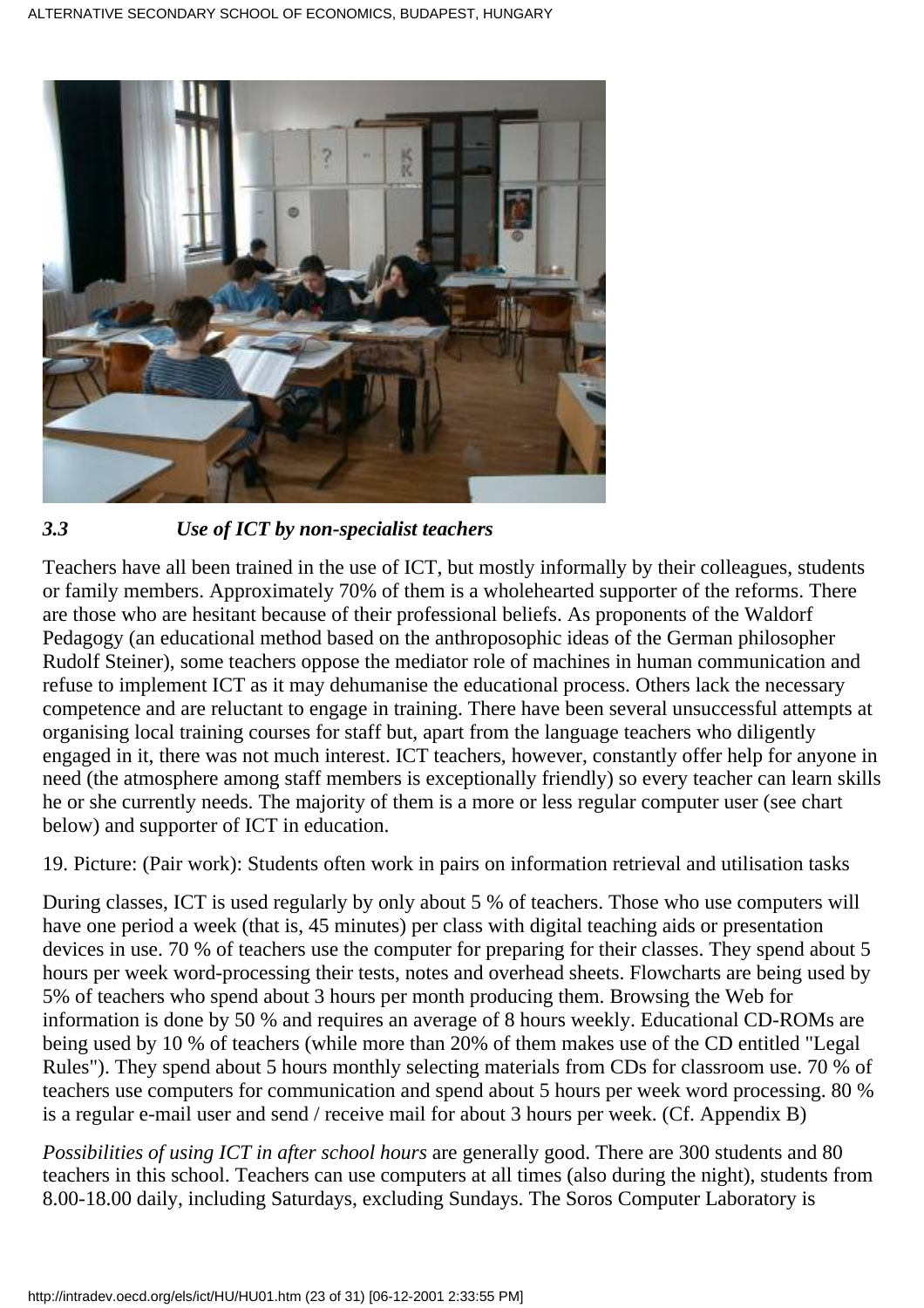### *3.3 Use of ICT by non-specialist teachers*

Teachers have all been trained in the use of ICT, but mostly informally by their colleagues, students or family members. Approximately 70% of them is a wholehearted supporter of the reforms. There are those who are hesitant because of their professional beliefs. As proponents of the Waldorf Pedagogy (an educational method based on the anthroposophic ideas of the German philosopher Rudolf Steiner), some teachers oppose the mediator role of machines in human communication and refuse to implement ICT as it may dehumanise the educational process. Others lack the necessary competence and are reluctant to engage in training. There have been several unsuccessful attempts at organising local training courses for staff but, apart from the language teachers who diligently engaged in it, there was not much interest. ICT teachers, however, constantly offer help for anyone in need (the atmosphere among staff members is exceptionally friendly) so every teacher can learn skills he or she currently needs. The majority of them is a more or less regular computer user (see chart below) and supporter of ICT in education.

19. Picture: (Pair work): Students often work in pairs on information retrieval and utilisation tasks

During classes, ICT is used regularly by only about 5 % of teachers. Those who use computers will have one period a week (that is, 45 minutes) per class with digital teaching aids or presentation devices in use. 70 % of teachers use the computer for preparing for their classes. They spend about 5 hours per week word-processing their tests, notes and overhead sheets. Flowcharts are being used by 5% of teachers who spend about 3 hours per month producing them. Browsing the Web for information is done by 50 % and requires an average of 8 hours weekly. Educational CD-ROMs are being used by 10 % of teachers (while more than 20% of them makes use of the CD entitled "Legal Rules"). They spend about 5 hours monthly selecting materials from CDs for classroom use. 70 % of teachers use computers for communication and spend about 5 hours per week word processing. 80 % is a regular e-mail user and send / receive mail for about 3 hours per week. (Cf. Appendix B)

*Possibilities of using ICT in after school hours* are generally good. There are 300 students and 80 teachers in this school. Teachers can use computers at all times (also during the night), students from 8.00-18.00 daily, including Saturdays, excluding Sundays. The Soros Computer Laboratory is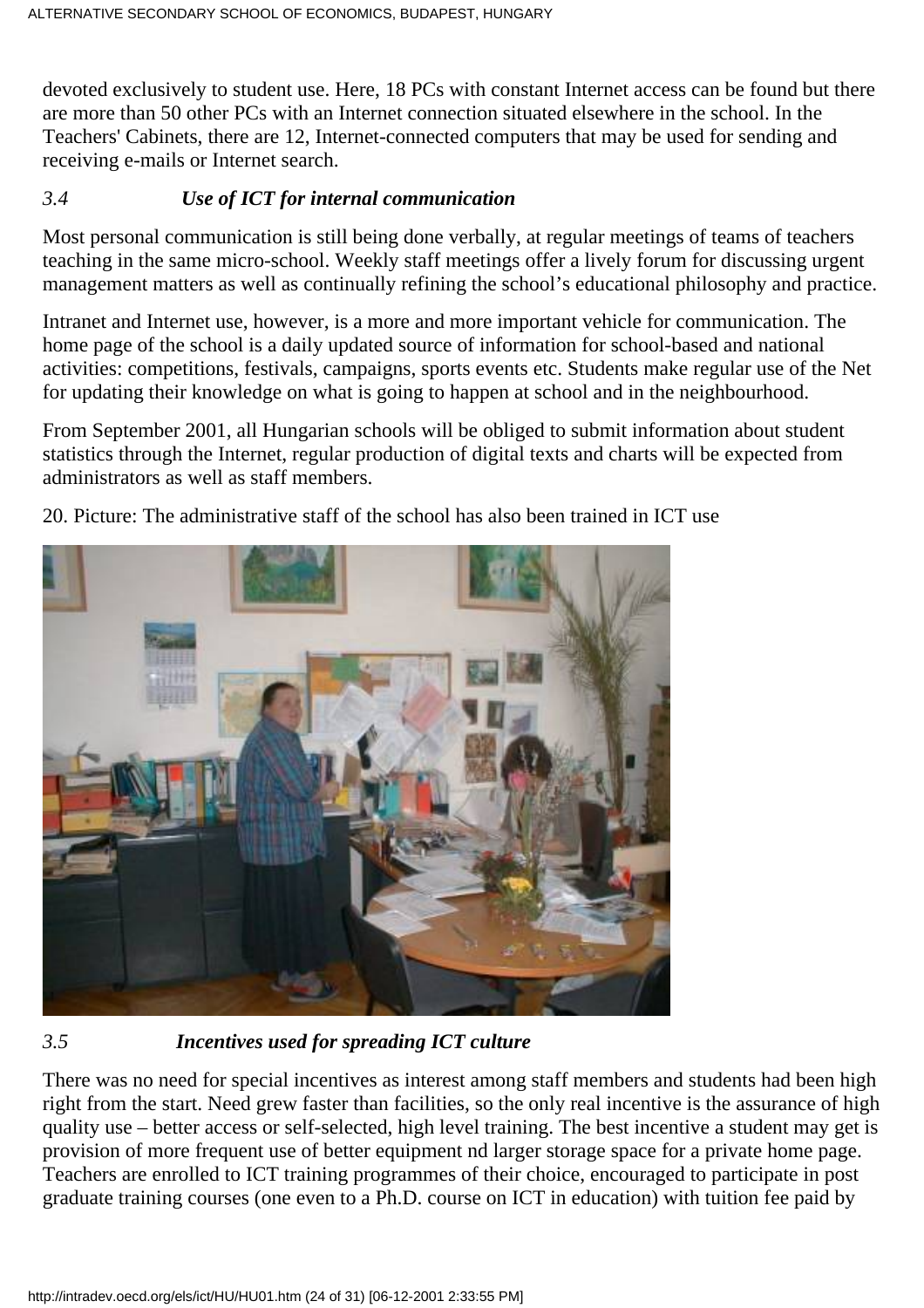devoted exclusively to student use. Here, 18 PCs with constant Internet access can be found but there are more than 50 other PCs with an Internet connection situated elsewhere in the school. In the Teachers' Cabinets, there are 12, Internet-connected computers that may be used for sending and receiving e-mails or Internet search.

### *3.4 Use of ICT for internal communication*

Most personal communication is still being done verbally, at regular meetings of teams of teachers teaching in the same micro-school. Weekly staff meetings offer a lively forum for discussing urgent management matters as well as continually refining the school's educational philosophy and practice.

Intranet and Internet use, however, is a more and more important vehicle for communication. The home page of the school is a daily updated source of information for school-based and national activities: competitions, festivals, campaigns, sports events etc. Students make regular use of the Net for updating their knowledge on what is going to happen at school and in the neighbourhood.

From September 2001, all Hungarian schools will be obliged to submit information about student statistics through the Internet, regular production of digital texts and charts will be expected from administrators as well as staff members.

20. Picture: The administrative staff of the school has also been trained in ICT use

### *3.5 Incentives used for spreading ICT culture*

There was no need for special incentives as interest among staff members and students had been high right from the start. Need grew faster than facilities, so the only real incentive is the assurance of high quality use – better access or self-selected, high level training. The best incentive a student may get is provision of more frequent use of better equipment nd larger storage space for a private home page. Teachers are enrolled to ICT training programmes of their choice, encouraged to participate in post graduate training courses (one even to a Ph.D. course on ICT in education) with tuition fee paid by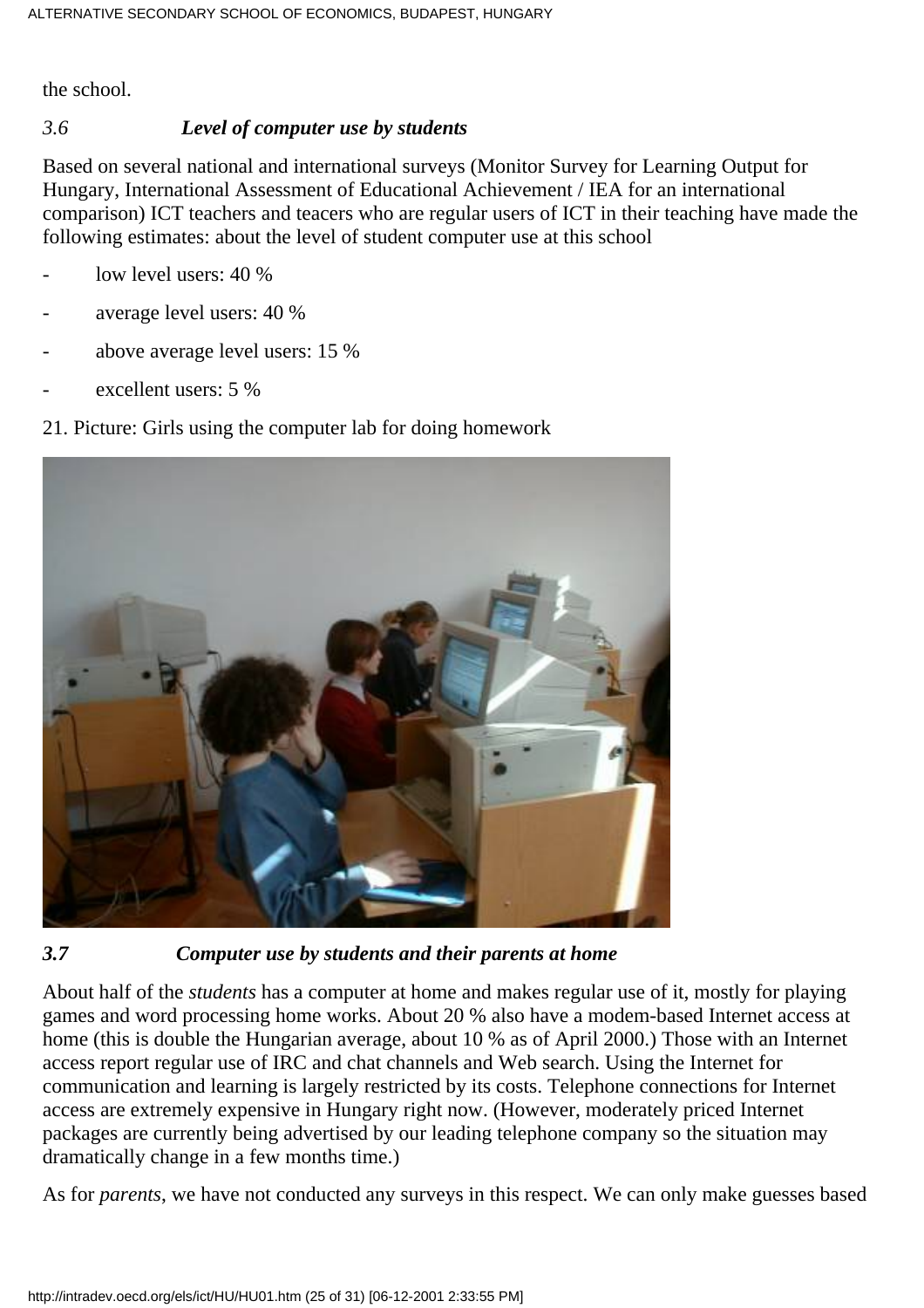the school.

### *3.6 Level of computer use by students*

Based on several national and international surveys (Monitor Survey for Learning Output for Hungary, International Assessment of Educational Achievement / IEA for an international comparison) ICT teachers and teacers who are regular users of ICT in their teaching have made the following estimates: about the level of student computer use at this school

- low level users: 40 %
- average level users: 40 %
- above average level users: 15 %
- excellent users: 5 %

21. Picture: Girls using the computer lab for doing homework

### *3.7 Computer use by students and their parents at home*

About half of the *students* has a computer at home and makes regular use of it, mostly for playing games and word processing home works. About 20 % also have a modem-based Internet access at home (this is double the Hungarian average, about 10 % as of April 2000.) Those with an Internet access report regular use of IRC and chat channels and Web search. Using the Internet for communication and learning is largely restricted by its costs. Telephone connections for Internet access are extremely expensive in Hungary right now. (However, moderately priced Internet packages are currently being advertised by our leading telephone company so the situation may dramatically change in a few months time.)

As for *parents*, we have not conducted any surveys in this respect. We can only make guesses based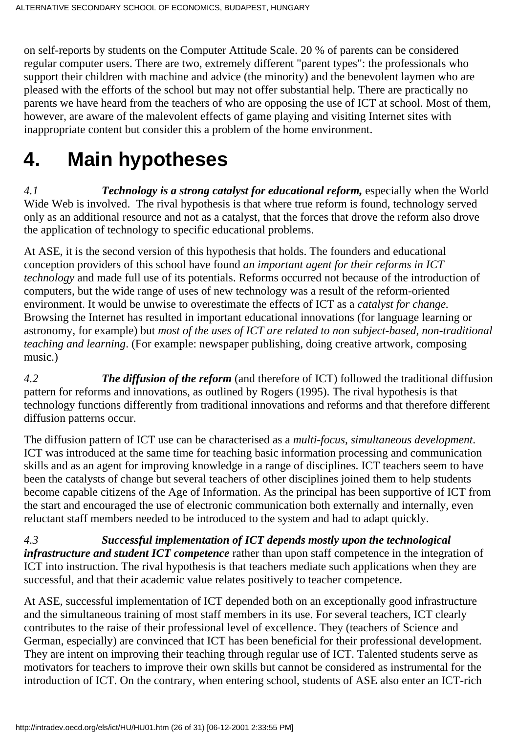on self-reports by students on the Computer Attitude Scale. 20 % of parents can be considered regular computer users. There are two, extremely different "parent types": the professionals who support their children with machine and advice (the minority) and the benevolent laymen who are pleased with the efforts of the school but may not offer substantial help. There are practically no parents we have heard from the teachers of who are opposing the use of ICT at school. Most of them, however, are aware of the malevolent effects of game playing and visiting Internet sites with inappropriate content but consider this a problem of the home environment.

# 4. Main hypotheses

*4.1* ***Technology is a strong catalyst for educational reform,*** especially when the World Wide Web is involved. The rival hypothesis is that where true reform is found, technology served only as an additional resource and not as a catalyst, that the forces that drove the reform also drove the application of technology to specific educational problems.

At ASE, it is the second version of this hypothesis that holds. The founders and educational conception providers of this school have found *an important agent for their reforms in ICT technology* and made full use of its potentials. Reforms occurred not because of the introduction of computers, but the wide range of uses of new technology was a result of the reform-oriented environment. It would be unwise to overestimate the effects of ICT as a *catalyst for change.* Browsing the Internet has resulted in important educational innovations (for language learning or astronomy, for example) but *most of the uses of ICT are related to non subject-based, non-traditional teaching and learning*. (For example: newspaper publishing, doing creative artwork, composing music.)

*4.2* ***The diffusion of the reform*** (and therefore of ICT) followed the traditional diffusion pattern for reforms and innovations, as outlined by Rogers (1995). The rival hypothesis is that technology functions differently from traditional innovations and reforms and that therefore different diffusion patterns occur.

The diffusion pattern of ICT use can be characterised as a *multi-focus, simultaneous development*. ICT was introduced at the same time for teaching basic information processing and communication skills and as an agent for improving knowledge in a range of disciplines. ICT teachers seem to have been the catalysts of change but several teachers of other disciplines joined them to help students become capable citizens of the Age of Information. As the principal has been supportive of ICT from the start and encouraged the use of electronic communication both externally and internally, even reluctant staff members needed to be introduced to the system and had to adapt quickly.

*4.3* ***Successful implementation of ICT depends mostly upon the technological infrastructure and student ICT competence*** rather than upon staff competence in the integration of ICT into instruction. The rival hypothesis is that teachers mediate such applications when they are successful, and that their academic value relates positively to teacher competence.

At ASE, successful implementation of ICT depended both on an exceptionally good infrastructure and the simultaneous training of most staff members in its use. For several teachers, ICT clearly contributes to the raise of their professional level of excellence. They (teachers of Science and German, especially) are convinced that ICT has been beneficial for their professional development. They are intent on improving their teaching through regular use of ICT. Talented students serve as motivators for teachers to improve their own skills but cannot be considered as instrumental for the introduction of ICT. On the contrary, when entering school, students of ASE also enter an ICT-rich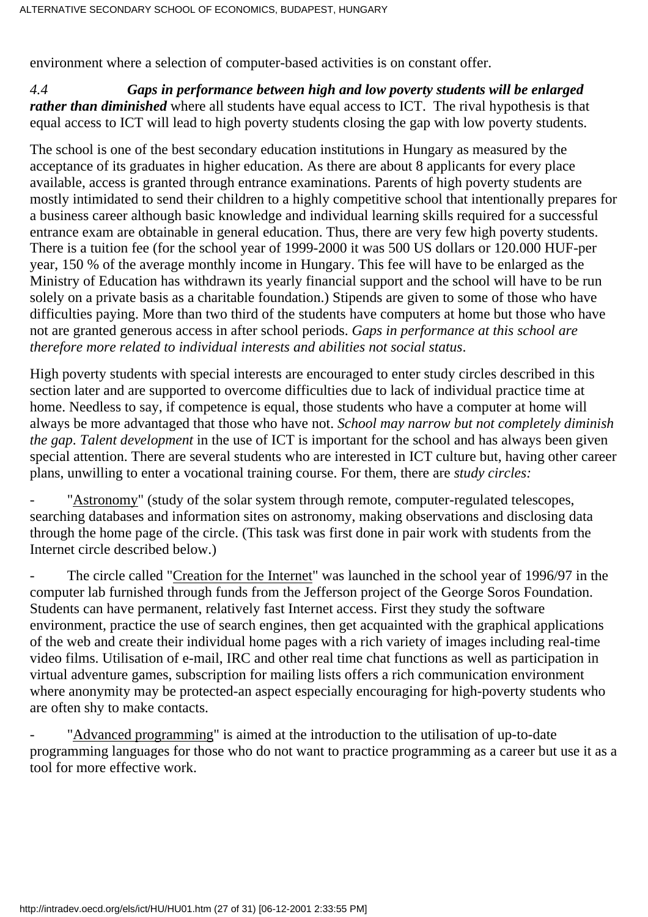environment where a selection of computer-based activities is on constant offer.

*4.4* ***Gaps in performance between high and low poverty students will be enlarged rather than diminished*** where all students have equal access to ICT. The rival hypothesis is that equal access to ICT will lead to high poverty students closing the gap with low poverty students.

The school is one of the best secondary education institutions in Hungary as measured by the acceptance of its graduates in higher education. As there are about 8 applicants for every place available, access is granted through entrance examinations. Parents of high poverty students are mostly intimidated to send their children to a highly competitive school that intentionally prepares for a business career although basic knowledge and individual learning skills required for a successful entrance exam are obtainable in general education. Thus, there are very few high poverty students. There is a tuition fee (for the school year of 1999-2000 it was 500 US dollars or 120.000 HUF-per year, 150 % of the average monthly income in Hungary. This fee will have to be enlarged as the Ministry of Education has withdrawn its yearly financial support and the school will have to be run solely on a private basis as a charitable foundation.) Stipends are given to some of those who have difficulties paying. More than two third of the students have computers at home but those who have not are granted generous access in after school periods. *Gaps in performance at this school are therefore more related to individual interests and abilities not social status*.

High poverty students with special interests are encouraged to enter study circles described in this section later and are supported to overcome difficulties due to lack of individual practice time at home. Needless to say, if competence is equal, those students who have a computer at home will always be more advantaged that those who have not. *School may narrow but not completely diminish the gap*. *Talent development* in the use of ICT is important for the school and has always been given special attention. There are several students who are interested in ICT culture but, having other career plans, unwilling to enter a vocational training course. For them, there are *study circles:*

- "Astronomy" (study of the solar system through remote, computer-regulated telescopes, searching databases and information sites on astronomy, making observations and disclosing data through the home page of the circle. (This task was first done in pair work with students from the Internet circle described below.)

- The circle called "Creation for the Internet" was launched in the school year of 1996/97 in the computer lab furnished through funds from the Jefferson project of the George Soros Foundation. Students can have permanent, relatively fast Internet access. First they study the software environment, practice the use of search engines, then get acquainted with the graphical applications of the web and create their individual home pages with a rich variety of images including real-time video films. Utilisation of e-mail, IRC and other real time chat functions as well as participation in virtual adventure games, subscription for mailing lists offers a rich communication environment where anonymity may be protected-an aspect especially encouraging for high-poverty students who are often shy to make contacts.

- "Advanced programming" is aimed at the introduction to the utilisation of up-to-date programming languages for those who do not want to practice programming as a career but use it as a tool for more effective work.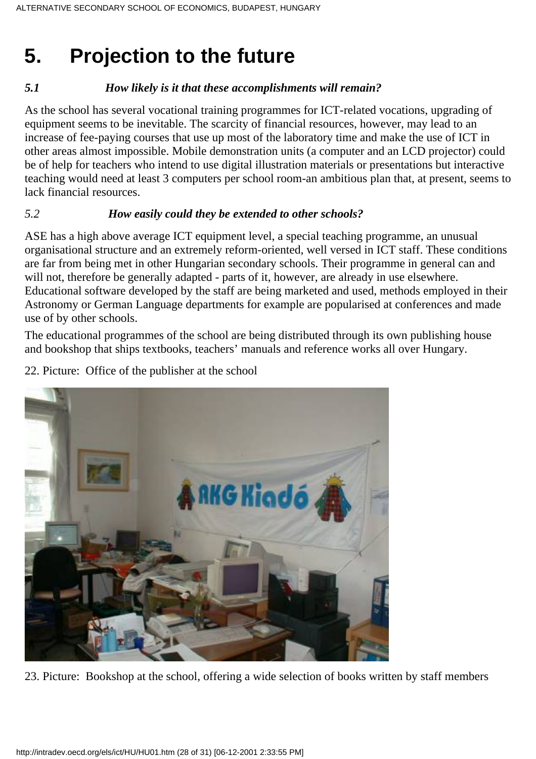# 5. Projection to the future

### *5.1 How likely is it that these accomplishments will remain?*

As the school has several vocational training programmes for ICT-related vocations, upgrading of equipment seems to be inevitable. The scarcity of financial resources, however, may lead to an increase of fee-paying courses that use up most of the laboratory time and make the use of ICT in other areas almost impossible. Mobile demonstration units (a computer and an LCD projector) could be of help for teachers who intend to use digital illustration materials or presentations but interactive teaching would need at least 3 computers per school room-an ambitious plan that, at present, seems to lack financial resources.

### *5.2 How easily could they be extended to other schools?*

ASE has a high above average ICT equipment level, a special teaching programme, an unusual organisational structure and an extremely reform-oriented, well versed in ICT staff. These conditions are far from being met in other Hungarian secondary schools. Their programme in general can and will not, therefore be generally adapted - parts of it, however, are already in use elsewhere. Educational software developed by the staff are being marketed and used, methods employed in their Astronomy or German Language departments for example are popularised at conferences and made use of by other schools.

The educational programmes of the school are being distributed through its own publishing house and bookshop that ships textbooks, teachers' manuals and reference works all over Hungary.

22. Picture: Office of the publisher at the school

23. Picture: Bookshop at the school, offering a wide selection of books written by staff members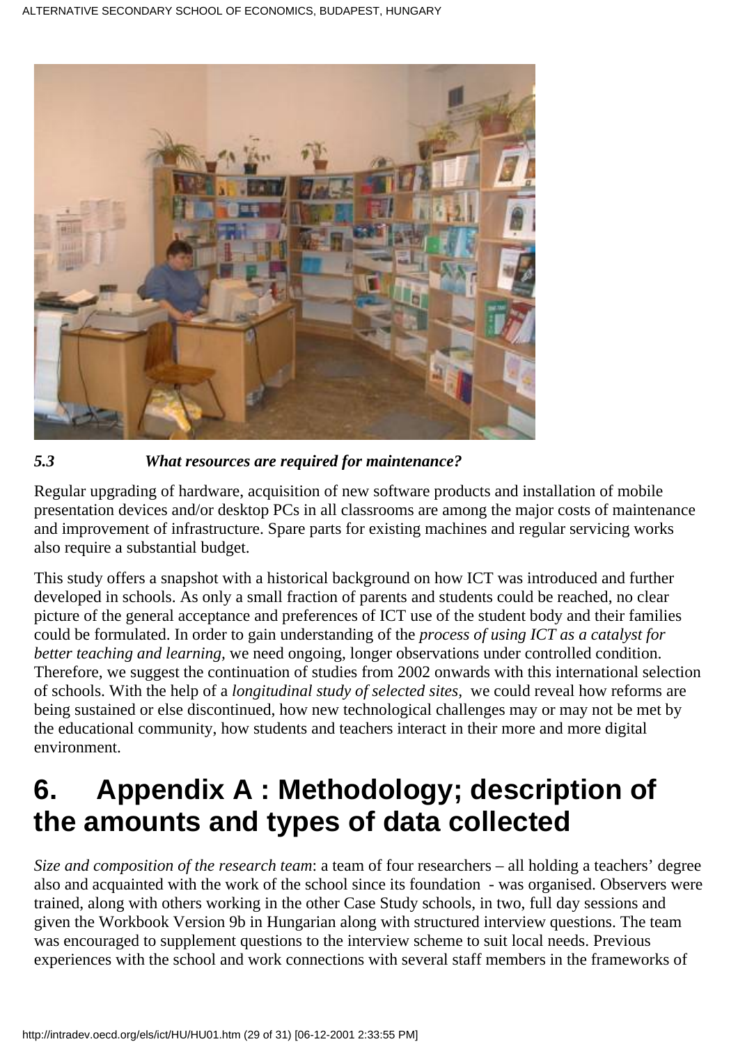*5.3 What resources are required for maintenance?*

Regular upgrading of hardware, acquisition of new software products and installation of mobile presentation devices and/or desktop PCs in all classrooms are among the major costs of maintenance and improvement of infrastructure. Spare parts for existing machines and regular servicing works also require a substantial budget.

This study offers a snapshot with a historical background on how ICT was introduced and further developed in schools. As only a small fraction of parents and students could be reached, no clear picture of the general acceptance and preferences of ICT use of the student body and their families could be formulated. In order to gain understanding of the *process of using ICT as a catalyst for better teaching and learning,* we need ongoing, longer observations under controlled condition. Therefore, we suggest the continuation of studies from 2002 onwards with this international selection of schools. With the help of a *longitudinal study of selected sites,* we could reveal how reforms are being sustained or else discontinued, how new technological challenges may or may not be met by the educational community, how students and teachers interact in their more and more digital environment.

# 6. Appendix A : Methodology; description of the amounts and types of data collected

*Size and composition of the research team*: a team of four researchers – all holding a teachers' degree also and acquainted with the work of the school since its foundation - was organised. Observers were trained, along with others working in the other Case Study schools, in two, full day sessions and given the Workbook Version 9b in Hungarian along with structured interview questions. The team was encouraged to supplement questions to the interview scheme to suit local needs. Previous experiences with the school and work connections with several staff members in the frameworks of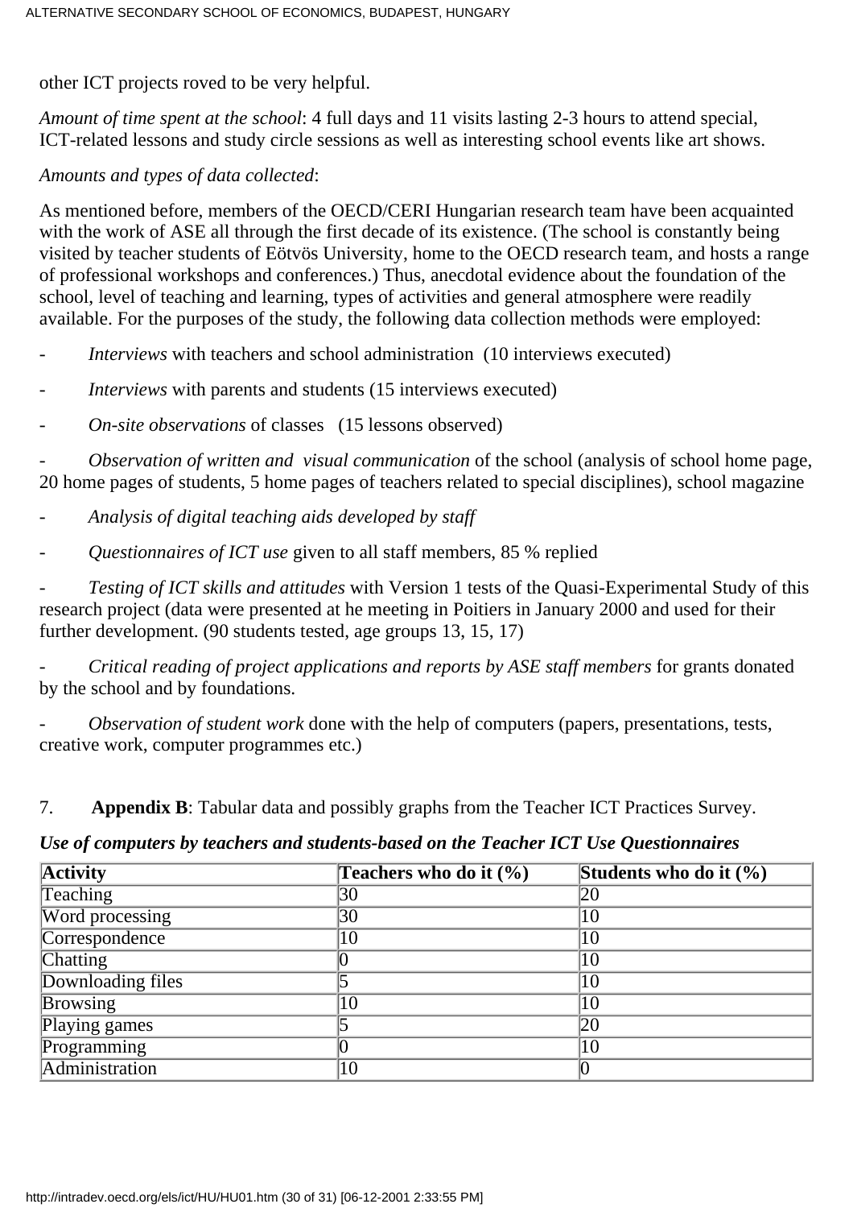other ICT projects roved to be very helpful.

*Amount of time spent at the school*: 4 full days and 11 visits lasting 2-3 hours to attend special, ICT-related lessons and study circle sessions as well as interesting school events like art shows.

*Amounts and types of data collected*:

As mentioned before, members of the OECD/CERI Hungarian research team have been acquainted with the work of ASE all through the first decade of its existence. (The school is constantly being visited by teacher students of Eötvös University, home to the OECD research team, and hosts a range of professional workshops and conferences.) Thus, anecdotal evidence about the foundation of the school, level of teaching and learning, types of activities and general atmosphere were readily available. For the purposes of the study, the following data collection methods were employed:

- *Interviews* with teachers and school administration (10 interviews executed)
- *Interviews* with parents and students (15 interviews executed)
- *On-site observations* of classes (15 lessons observed)
- *Observation of written and visual communication* of the school (analysis of school home page, 20 home pages of students, 5 home pages of teachers related to special disciplines), school magazine
- *Analysis of digital teaching aids developed by staff*
- *Questionnaires of ICT use* given to all staff members, 85 % replied
- *Testing of ICT skills and attitudes* with Version 1 tests of the Quasi-Experimental Study of this research project (data were presented at he meeting in Poitiers in January 2000 and used for their further development. (90 students tested, age groups 13, 15, 17)
- *Critical reading of project applications and reports by ASE staff members* for grants donated by the school and by foundations.
- *Observation of student work* done with the help of computers (papers, presentations, tests, creative work, computer programmes etc.)

7. **Appendix B**: Tabular data and possibly graphs from the Teacher ICT Practices Survey.

***Use of computers by teachers and students-based on the Teacher ICT Use Questionnaires***

| Activity | Teachers who do it (%) | Students who do it (%) |
|---|---|---|
| Teaching | 30 | 20 |
| Word processing | 30 | 10 |
| Correspondence | 10 | 10 |
| Chatting | 0 | 10 |
| Downloading files | 5 | 10 |
| Browsing | 10 | 10 |
| Playing games | 5 | 20 |
| Programming | 0 | 10 |
| Administration | 10 | 0 |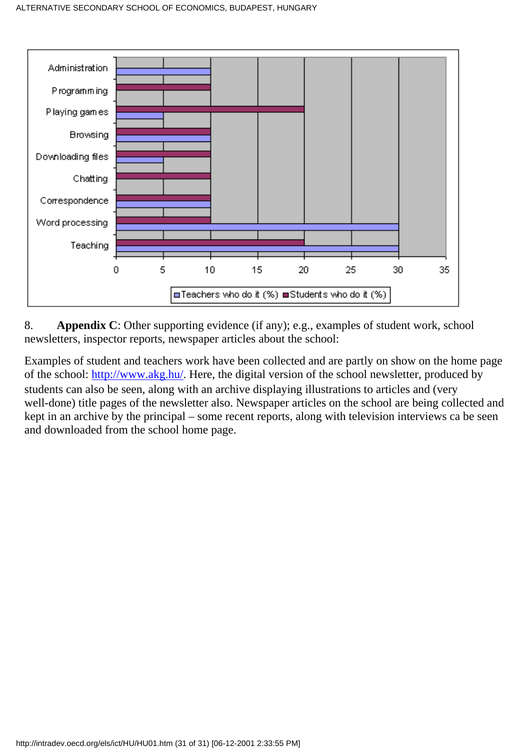Administration
Programming
Playing games
Browsing
Downloading files
Chatting
Correspondence
Word processing
Teaching

0 5 10 15 20 25 30 35

Teachers who do it (%) Students who do it (%)

8. **Appendix C**: Other supporting evidence (if any); e.g., examples of student work, school newsletters, inspector reports, newspaper articles about the school:

Examples of student and teachers work have been collected and are partly on show on the home page of the school: [http://www.akg.hu/](http://www.akg.hu/). Here, the digital version of the school newsletter, produced by students can also be seen, along with an archive displaying illustrations to articles and (very well-done) title pages of the newsletter also. Newspaper articles on the school are being collected and kept in an archive by the principal – some recent reports, along with television interviews ca be seen and downloaded from the school home page.